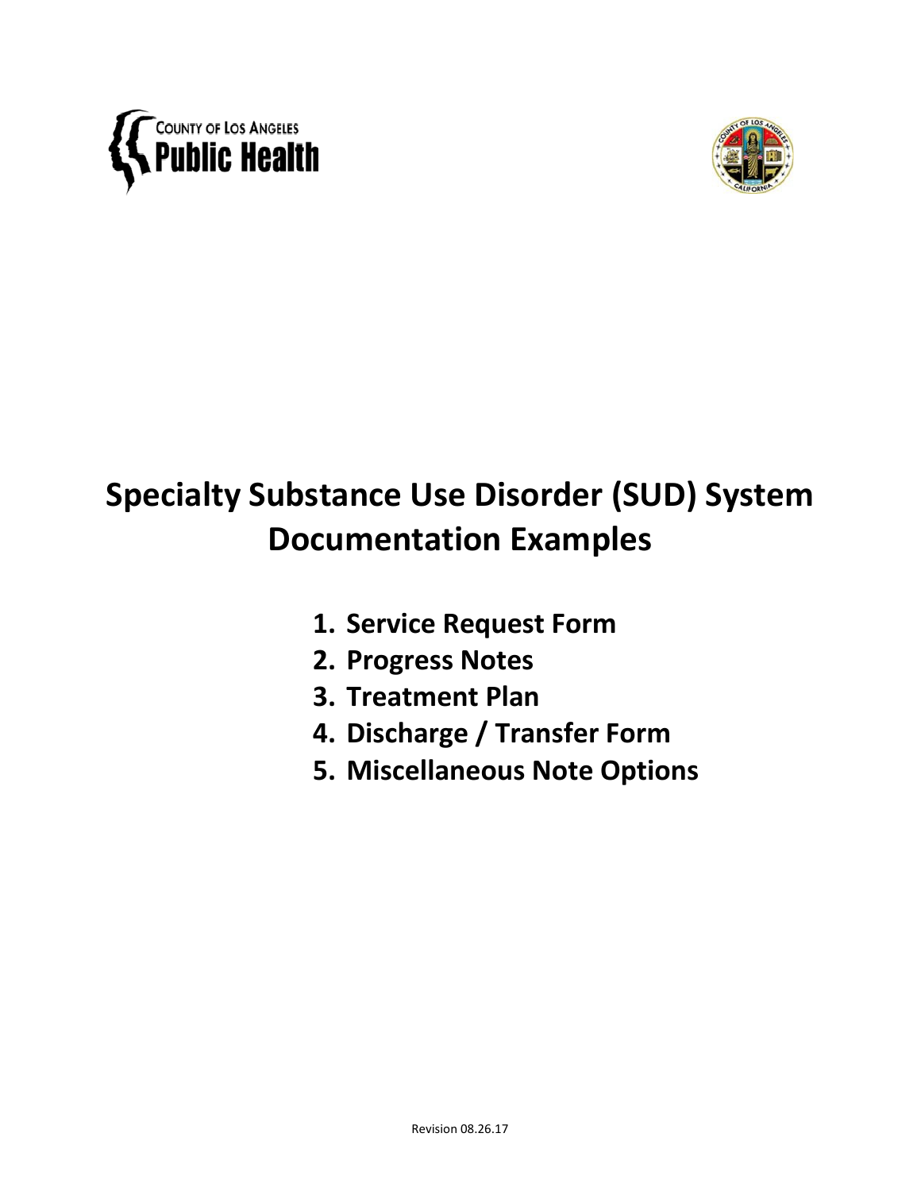COUNTY OF LOS ANGELES
Public Health

# Specialty Substance Use Disorder (SUD) System Documentation Examples

1. **Service Request Form**
2. **Progress Notes**
3. **Treatment Plan**
4. **Discharge / Transfer Form**
5. **Miscellaneous Note Options**

Revision 08.26.17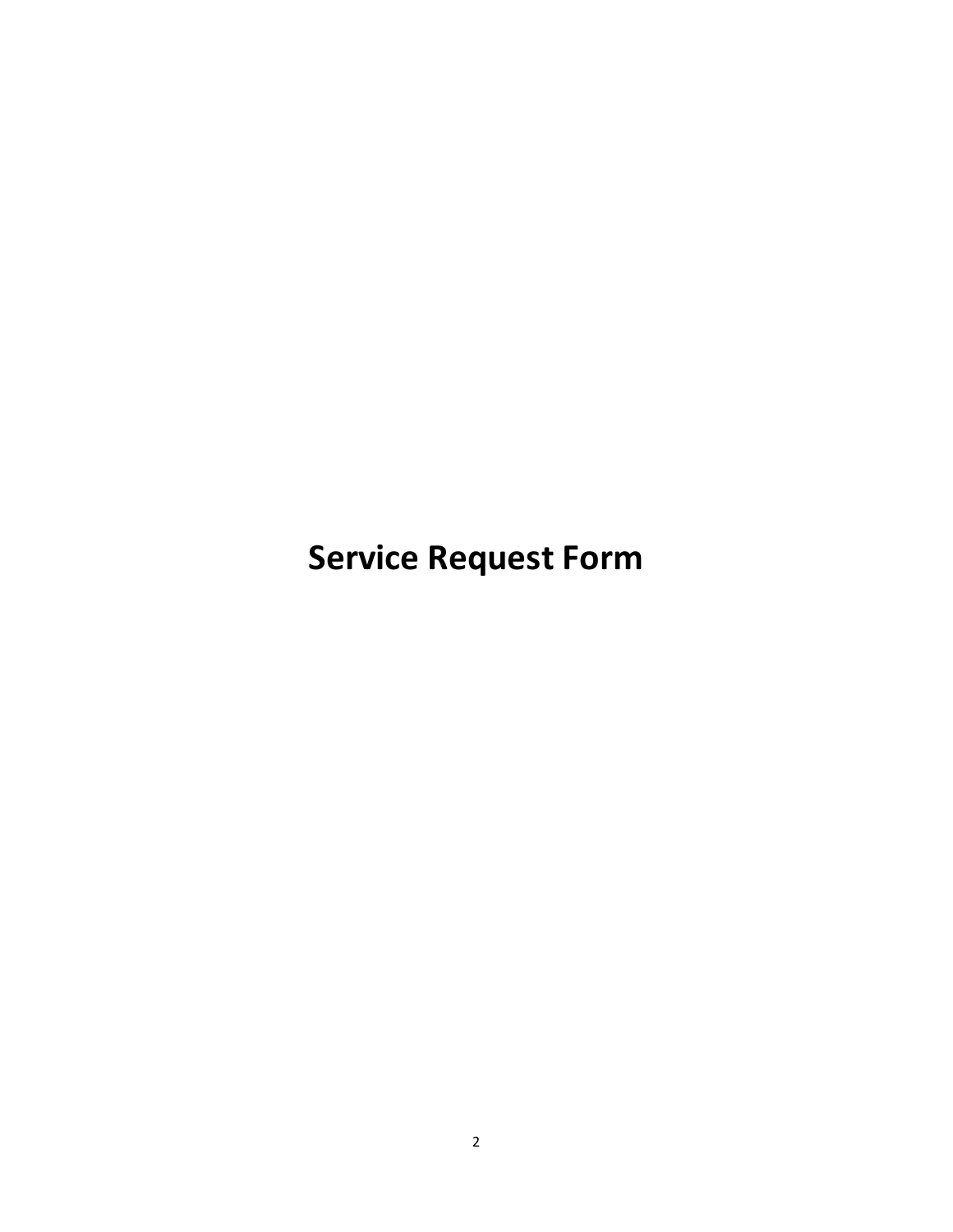# Service Request Form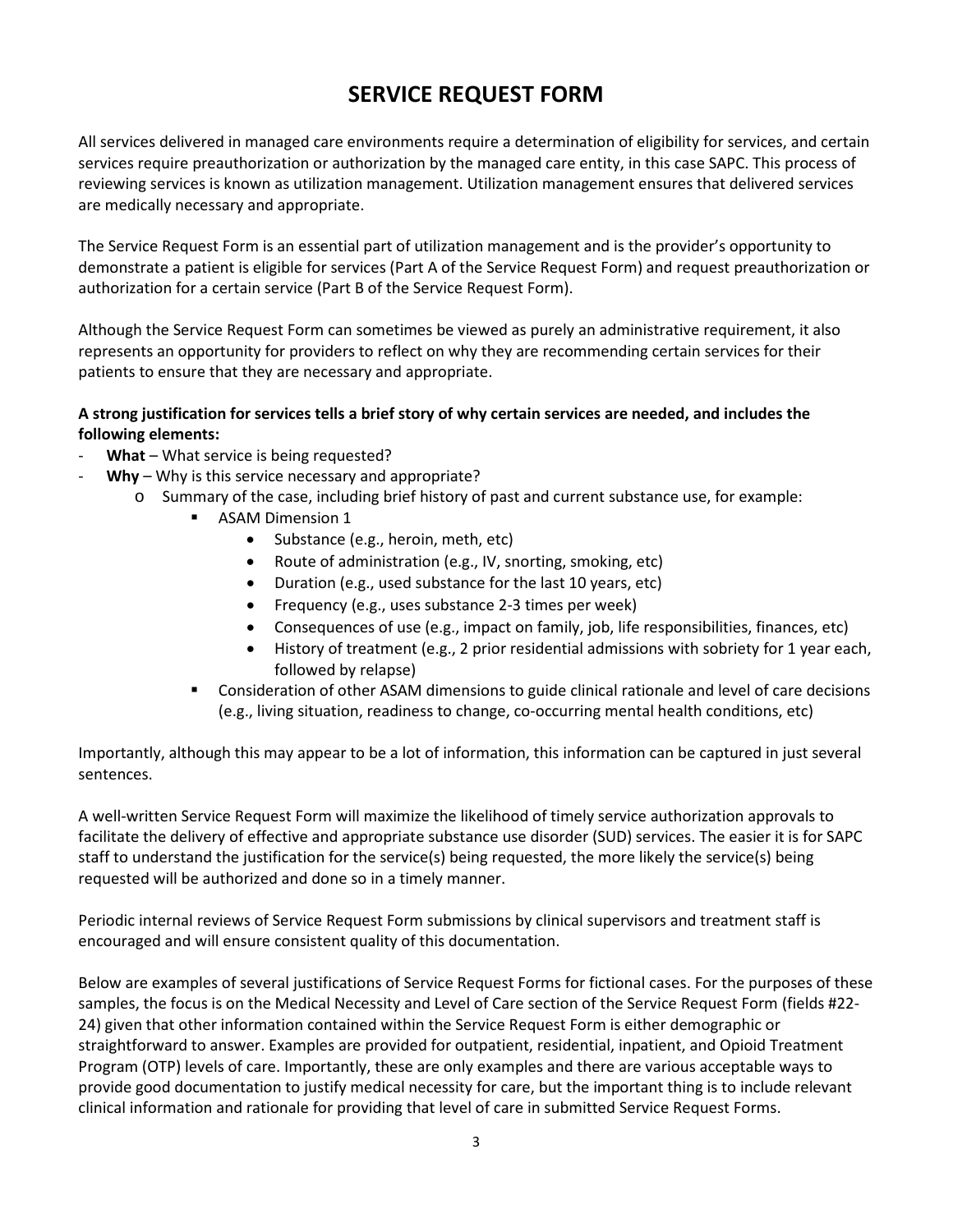# SERVICE REQUEST FORM

All services delivered in managed care environments require a determination of eligibility for services, and certain services require preauthorization or authorization by the managed care entity, in this case SAPC. This process of reviewing services is known as utilization management. Utilization management ensures that delivered services are medically necessary and appropriate.

The Service Request Form is an essential part of utilization management and is the provider's opportunity to demonstrate a patient is eligible for services (Part A of the Service Request Form) and request preauthorization or authorization for a certain service (Part B of the Service Request Form).

Although the Service Request Form can sometimes be viewed as purely an administrative requirement, it also represents an opportunity for providers to reflect on why they are recommending certain services for their patients to ensure that they are necessary and appropriate.

**A strong justification for services tells a brief story of why certain services are needed, and includes the following elements:**

- **What** – What service is being requested?
- **Why** – Why is this service necessary and appropriate?
  - Summary of the case, including brief history of past and current substance use, for example:
    - ASAM Dimension 1
      - Substance (e.g., heroin, meth, etc)
      - Route of administration (e.g., IV, snorting, smoking, etc)
      - Duration (e.g., used substance for the last 10 years, etc)
      - Frequency (e.g., uses substance 2-3 times per week)
      - Consequences of use (e.g., impact on family, job, life responsibilities, finances, etc)
      - History of treatment (e.g., 2 prior residential admissions with sobriety for 1 year each, followed by relapse)
    - Consideration of other ASAM dimensions to guide clinical rationale and level of care decisions (e.g., living situation, readiness to change, co-occurring mental health conditions, etc)

Importantly, although this may appear to be a lot of information, this information can be captured in just several sentences.

A well-written Service Request Form will maximize the likelihood of timely service authorization approvals to facilitate the delivery of effective and appropriate substance use disorder (SUD) services. The easier it is for SAPC staff to understand the justification for the service(s) being requested, the more likely the service(s) being requested will be authorized and done so in a timely manner.

Periodic internal reviews of Service Request Form submissions by clinical supervisors and treatment staff is encouraged and will ensure consistent quality of this documentation.

Below are examples of several justifications of Service Request Forms for fictional cases. For the purposes of these samples, the focus is on the Medical Necessity and Level of Care section of the Service Request Form (fields #22-24) given that other information contained within the Service Request Form is either demographic or straightforward to answer. Examples are provided for outpatient, residential, inpatient, and Opioid Treatment Program (OTP) levels of care. Importantly, these are only examples and there are various acceptable ways to provide good documentation to justify medical necessity for care, but the important thing is to include relevant clinical information and rationale for providing that level of care in submitted Service Request Forms.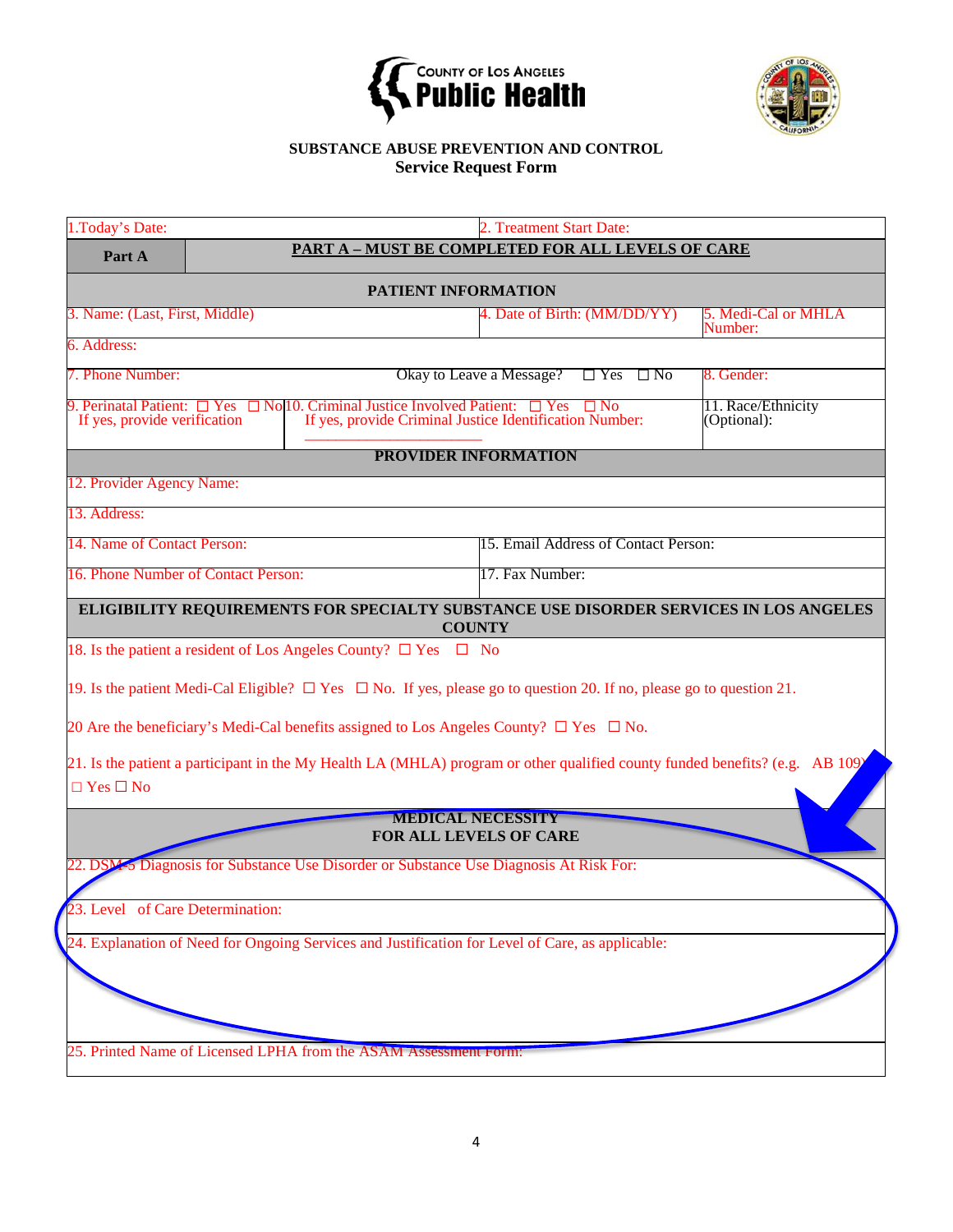**SUBSTANCE ABUSE PREVENTION AND CONTROL**

**Service Request Form**

| 1.Today's Date: | | 2. Treatment Start Date: | |
|---|---|---|---|
| **Part A** | **PART A – MUST BE COMPLETED FOR ALL LEVELS OF CARE** | | |
| **PATIENT INFORMATION** | | | |
| 3. Name: (Last, First, Middle) | | 4. Date of Birth: (MM/DD/YY) | 5. Medi-Cal or MHLA Number: |
| 6. Address: | | | |
| 7. Phone Number: | | Okay to Leave a Message? ☐ Yes ☐ No | 8. Gender: |
| 9. Perinatal Patient: ☐ Yes ☐ No<br>If yes, provide verification | 10. Criminal Justice Involved Patient: ☐ Yes ☐ No<br>If yes, provide Criminal Justice Identification Number: ____________________ | | 11. Race/Ethnicity (Optional): |
| **PROVIDER INFORMATION** | | | |
| 12. Provider Agency Name: | | | |
| 13. Address: | | | |
| 14. Name of Contact Person: | | 15. Email Address of Contact Person: | |
| 16. Phone Number of Contact Person: | | 17. Fax Number: | |
| **ELIGIBILITY REQUIREMENTS FOR SPECIALTY SUBSTANCE USE DISORDER SERVICES IN LOS ANGELES COUNTY** | | | |
| 18. Is the patient a resident of Los Angeles County? ☐ Yes ☐ No<br><br>19. Is the patient Medi-Cal Eligible? ☐ Yes ☐ No. If yes, please go to question 20. If no, please go to question 21.<br><br>20 Are the beneficiary's Medi-Cal benefits assigned to Los Angeles County? ☐ Yes ☐ No.<br><br>21. Is the patient a participant in the My Health LA (MHLA) program or other qualified county funded benefits? (e.g. AB 109) ☐ Yes ☐ No | | | |
| **MEDICAL NECESSITY**<br>**FOR ALL LEVELS OF CARE** | | | |
| 22. DSM-5 Diagnosis for Substance Use Disorder or Substance Use Diagnosis At Risk For: | | | |
| 23. Level of Care Determination: | | | |
| 24. Explanation of Need for Ongoing Services and Justification for Level of Care, as applicable: | | | |
| 25. Printed Name of Licensed LPHA from the ASAM Assessment Form: | | | |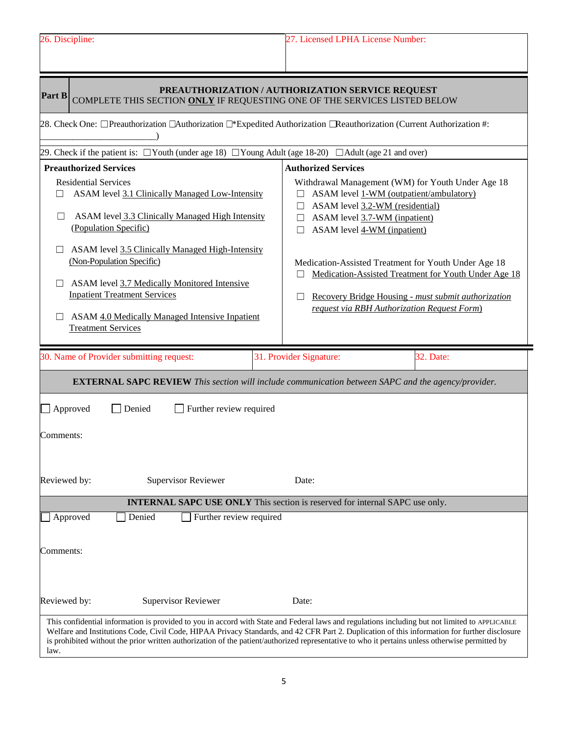| 26. Discipline: | 27. Licensed LPHA License Number: |
|---|---|
| | |

**Part B** — **PREAUTHORIZATION / AUTHORIZATION SERVICE REQUEST**
COMPLETE THIS SECTION **ONLY** IF REQUESTING ONE OF THE SERVICES LISTED BELOW

28. Check One: ☐Preauthorization ☐Authorization ☐*Expedited Authorization ☐Reauthorization (Current Authorization #: ______________________)

29. Check if the patient is: ☐Youth (under age 18) ☐Young Adult (age 18-20) ☐Adult (age 21 and over)

| **Preauthorized Services** | **Authorized Services** |
|---|---|
| Residential Services | Withdrawal Management (WM) for Youth Under Age 18 |
| ☐ ASAM level 3.1 Clinically Managed Low-Intensity | ☐ ASAM level 1-WM (outpatient/ambulatory) |
| ☐ ASAM level 3.3 Clinically Managed High Intensity (Population Specific) | ☐ ASAM level 3.2-WM (residential) |
| ☐ ASAM level 3.5 Clinically Managed High-Intensity (Non-Population Specific) | ☐ ASAM level 3.7-WM (inpatient) |
| ☐ ASAM level 3.7 Medically Monitored Intensive Inpatient Treatment Services | ☐ ASAM level 4-WM (inpatient) |
| ☐ ASAM 4.0 Medically Managed Intensive Inpatient Treatment Services | Medication-Assisted Treatment for Youth Under Age 18 |
| | ☐ Medication-Assisted Treatment for Youth Under Age 18 |
| | ☐ Recovery Bridge Housing - *must submit authorization request via RBH Authorization Request Form*) |

| 30. Name of Provider submitting request: | 31. Provider Signature: | 32. Date: |
|---|---|---|
| | | |

**EXTERNAL SAPC REVIEW** *This section will include communication between SAPC and the agency/provider.*

☐ Approved ☐ Denied ☐ Further review required

Comments:

Reviewed by: Supervisor Reviewer Date:

**INTERNAL SAPC USE ONLY** This section is reserved for internal SAPC use only.

☐ Approved ☐ Denied ☐ Further review required

Comments:

Reviewed by: Supervisor Reviewer Date:

This confidential information is provided to you in accord with State and Federal laws and regulations including but not limited to APPLICABLE Welfare and Institutions Code, Civil Code, HIPAA Privacy Standards, and 42 CFR Part 2. Duplication of this information for further disclosure is prohibited without the prior written authorization of the patient/authorized representative to who it pertains unless otherwise permitted by law.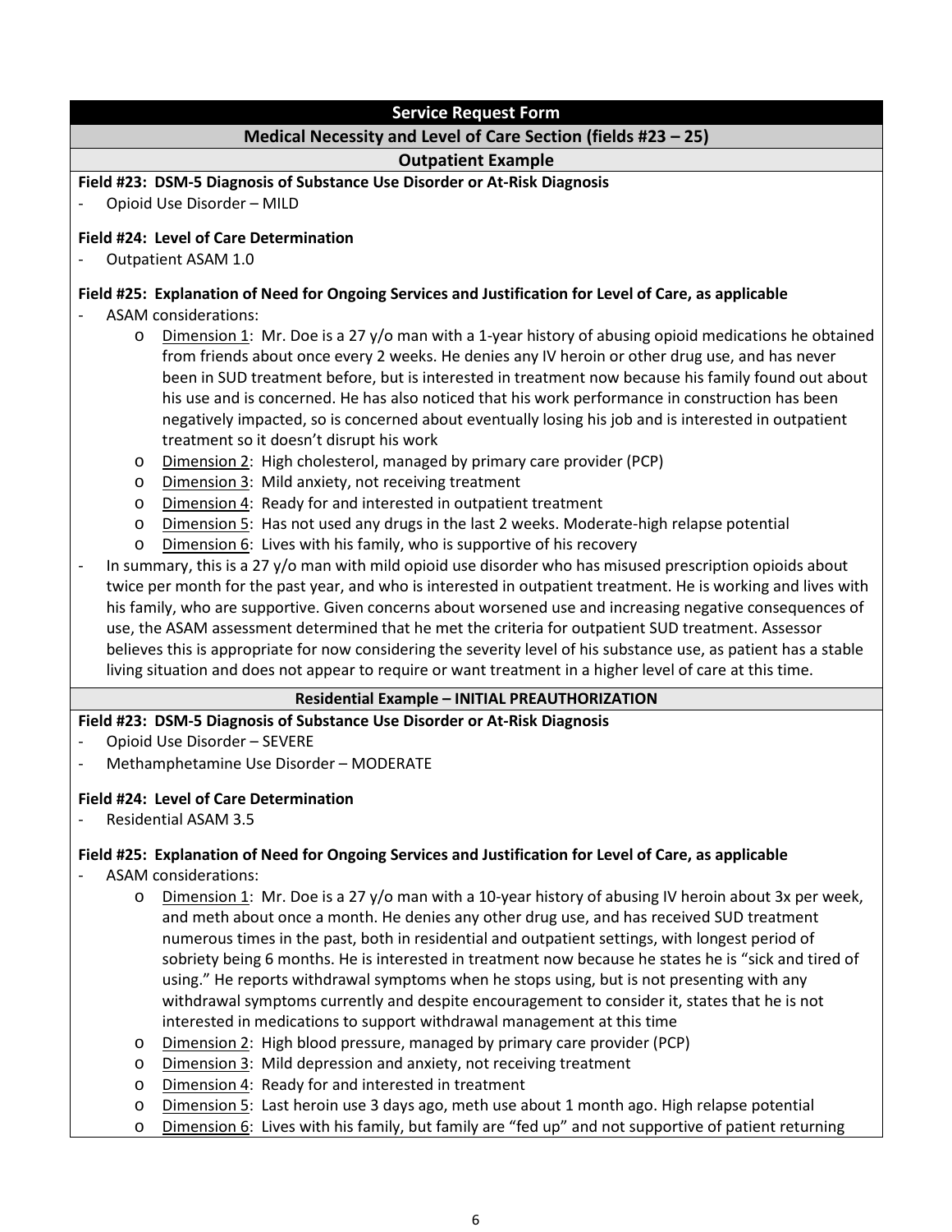## Service Request Form

### Medical Necessity and Level of Care Section (fields #23 – 25)

### Outpatient Example

**Field #23: DSM-5 Diagnosis of Substance Use Disorder or At-Risk Diagnosis**

- Opioid Use Disorder – MILD

**Field #24: Level of Care Determination**

- Outpatient ASAM 1.0

**Field #25: Explanation of Need for Ongoing Services and Justification for Level of Care, as applicable**

- ASAM considerations:
  - Dimension 1: Mr. Doe is a 27 y/o man with a 1-year history of abusing opioid medications he obtained from friends about once every 2 weeks. He denies any IV heroin or other drug use, and has never been in SUD treatment before, but is interested in treatment now because his family found out about his use and is concerned. He has also noticed that his work performance in construction has been negatively impacted, so is concerned about eventually losing his job and is interested in outpatient treatment so it doesn't disrupt his work
  - Dimension 2: High cholesterol, managed by primary care provider (PCP)
  - Dimension 3: Mild anxiety, not receiving treatment
  - Dimension 4: Ready for and interested in outpatient treatment
  - Dimension 5: Has not used any drugs in the last 2 weeks. Moderate-high relapse potential
  - Dimension 6: Lives with his family, who is supportive of his recovery
- In summary, this is a 27 y/o man with mild opioid use disorder who has misused prescription opioids about twice per month for the past year, and who is interested in outpatient treatment. He is working and lives with his family, who are supportive. Given concerns about worsened use and increasing negative consequences of use, the ASAM assessment determined that he met the criteria for outpatient SUD treatment. Assessor believes this is appropriate for now considering the severity level of his substance use, as patient has a stable living situation and does not appear to require or want treatment in a higher level of care at this time.

### Residential Example – INITIAL PREAUTHORIZATION

**Field #23: DSM-5 Diagnosis of Substance Use Disorder or At-Risk Diagnosis**

- Opioid Use Disorder – SEVERE
- Methamphetamine Use Disorder – MODERATE

**Field #24: Level of Care Determination**

- Residential ASAM 3.5

**Field #25: Explanation of Need for Ongoing Services and Justification for Level of Care, as applicable**

- ASAM considerations:
  - Dimension 1: Mr. Doe is a 27 y/o man with a 10-year history of abusing IV heroin about 3x per week, and meth about once a month. He denies any other drug use, and has received SUD treatment numerous times in the past, both in residential and outpatient settings, with longest period of sobriety being 6 months. He is interested in treatment now because he states he is "sick and tired of using." He reports withdrawal symptoms when he stops using, but is not presenting with any withdrawal symptoms currently and despite encouragement to consider it, states that he is not interested in medications to support withdrawal management at this time
  - Dimension 2: High blood pressure, managed by primary care provider (PCP)
  - Dimension 3: Mild depression and anxiety, not receiving treatment
  - Dimension 4: Ready for and interested in treatment
  - Dimension 5: Last heroin use 3 days ago, meth use about 1 month ago. High relapse potential
  - Dimension 6: Lives with his family, but family are "fed up" and not supportive of patient returning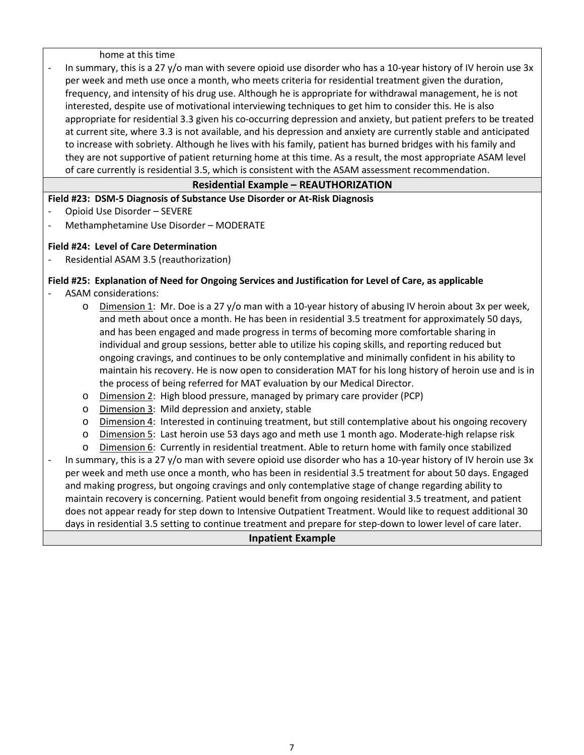home at this time

- In summary, this is a 27 y/o man with severe opioid use disorder who has a 10-year history of IV heroin use 3x per week and meth use once a month, who meets criteria for residential treatment given the duration, frequency, and intensity of his drug use. Although he is appropriate for withdrawal management, he is not interested, despite use of motivational interviewing techniques to get him to consider this. He is also appropriate for residential 3.3 given his co-occurring depression and anxiety, but patient prefers to be treated at current site, where 3.3 is not available, and his depression and anxiety are currently stable and anticipated to increase with sobriety. Although he lives with his family, patient has burned bridges with his family and they are not supportive of patient returning home at this time. As a result, the most appropriate ASAM level of care currently is residential 3.5, which is consistent with the ASAM assessment recommendation.

## Residential Example – REAUTHORIZATION

**Field #23: DSM-5 Diagnosis of Substance Use Disorder or At-Risk Diagnosis**

- Opioid Use Disorder – SEVERE
- Methamphetamine Use Disorder – MODERATE

**Field #24: Level of Care Determination**

- Residential ASAM 3.5 (reauthorization)

**Field #25: Explanation of Need for Ongoing Services and Justification for Level of Care, as applicable**

- ASAM considerations:
  - Dimension 1: Mr. Doe is a 27 y/o man with a 10-year history of abusing IV heroin about 3x per week, and meth about once a month. He has been in residential 3.5 treatment for approximately 50 days, and has been engaged and made progress in terms of becoming more comfortable sharing in individual and group sessions, better able to utilize his coping skills, and reporting reduced but ongoing cravings, and continues to be only contemplative and minimally confident in his ability to maintain his recovery. He is now open to consideration MAT for his long history of heroin use and is in the process of being referred for MAT evaluation by our Medical Director.
  - Dimension 2: High blood pressure, managed by primary care provider (PCP)
  - Dimension 3: Mild depression and anxiety, stable
  - Dimension 4: Interested in continuing treatment, but still contemplative about his ongoing recovery
  - Dimension 5: Last heroin use 53 days ago and meth use 1 month ago. Moderate-high relapse risk
  - Dimension 6: Currently in residential treatment. Able to return home with family once stabilized
- In summary, this is a 27 y/o man with severe opioid use disorder who has a 10-year history of IV heroin use 3x per week and meth use once a month, who has been in residential 3.5 treatment for about 50 days. Engaged and making progress, but ongoing cravings and only contemplative stage of change regarding ability to maintain recovery is concerning. Patient would benefit from ongoing residential 3.5 treatment, and patient does not appear ready for step down to Intensive Outpatient Treatment. Would like to request additional 30 days in residential 3.5 setting to continue treatment and prepare for step-down to lower level of care later.

## Inpatient Example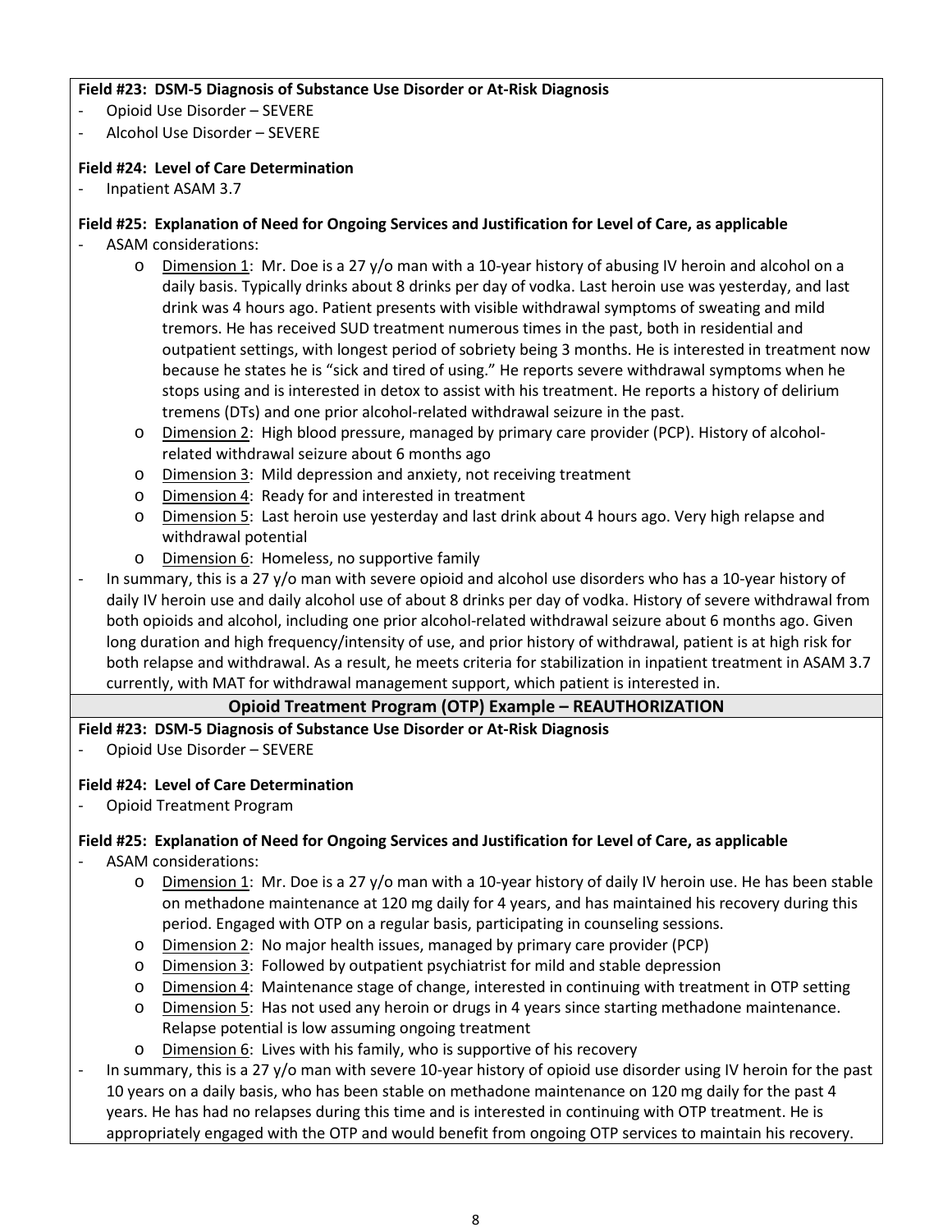**Field #23: DSM-5 Diagnosis of Substance Use Disorder or At-Risk Diagnosis**

- Opioid Use Disorder – SEVERE
- Alcohol Use Disorder – SEVERE

**Field #24: Level of Care Determination**

- Inpatient ASAM 3.7

**Field #25: Explanation of Need for Ongoing Services and Justification for Level of Care, as applicable**

- ASAM considerations:
  - Dimension 1: Mr. Doe is a 27 y/o man with a 10-year history of abusing IV heroin and alcohol on a daily basis. Typically drinks about 8 drinks per day of vodka. Last heroin use was yesterday, and last drink was 4 hours ago. Patient presents with visible withdrawal symptoms of sweating and mild tremors. He has received SUD treatment numerous times in the past, both in residential and outpatient settings, with longest period of sobriety being 3 months. He is interested in treatment now because he states he is "sick and tired of using." He reports severe withdrawal symptoms when he stops using and is interested in detox to assist with his treatment. He reports a history of delirium tremens (DTs) and one prior alcohol-related withdrawal seizure in the past.
  - Dimension 2: High blood pressure, managed by primary care provider (PCP). History of alcohol-related withdrawal seizure about 6 months ago
  - Dimension 3: Mild depression and anxiety, not receiving treatment
  - Dimension 4: Ready for and interested in treatment
  - Dimension 5: Last heroin use yesterday and last drink about 4 hours ago. Very high relapse and withdrawal potential
  - Dimension 6: Homeless, no supportive family
- In summary, this is a 27 y/o man with severe opioid and alcohol use disorders who has a 10-year history of daily IV heroin use and daily alcohol use of about 8 drinks per day of vodka. History of severe withdrawal from both opioids and alcohol, including one prior alcohol-related withdrawal seizure about 6 months ago. Given long duration and high frequency/intensity of use, and prior history of withdrawal, patient is at high risk for both relapse and withdrawal. As a result, he meets criteria for stabilization in inpatient treatment in ASAM 3.7 currently, with MAT for withdrawal management support, which patient is interested in.

## Opioid Treatment Program (OTP) Example – REAUTHORIZATION

**Field #23: DSM-5 Diagnosis of Substance Use Disorder or At-Risk Diagnosis**

- Opioid Use Disorder – SEVERE

**Field #24: Level of Care Determination**

- Opioid Treatment Program

**Field #25: Explanation of Need for Ongoing Services and Justification for Level of Care, as applicable**

- ASAM considerations:
  - Dimension 1: Mr. Doe is a 27 y/o man with a 10-year history of daily IV heroin use. He has been stable on methadone maintenance at 120 mg daily for 4 years, and has maintained his recovery during this period. Engaged with OTP on a regular basis, participating in counseling sessions.
  - Dimension 2: No major health issues, managed by primary care provider (PCP)
  - Dimension 3: Followed by outpatient psychiatrist for mild and stable depression
  - Dimension 4: Maintenance stage of change, interested in continuing with treatment in OTP setting
  - Dimension 5: Has not used any heroin or drugs in 4 years since starting methadone maintenance. Relapse potential is low assuming ongoing treatment
  - Dimension 6: Lives with his family, who is supportive of his recovery
- In summary, this is a 27 y/o man with severe 10-year history of opioid use disorder using IV heroin for the past 10 years on a daily basis, who has been stable on methadone maintenance on 120 mg daily for the past 4 years. He has had no relapses during this time and is interested in continuing with OTP treatment. He is appropriately engaged with the OTP and would benefit from ongoing OTP services to maintain his recovery.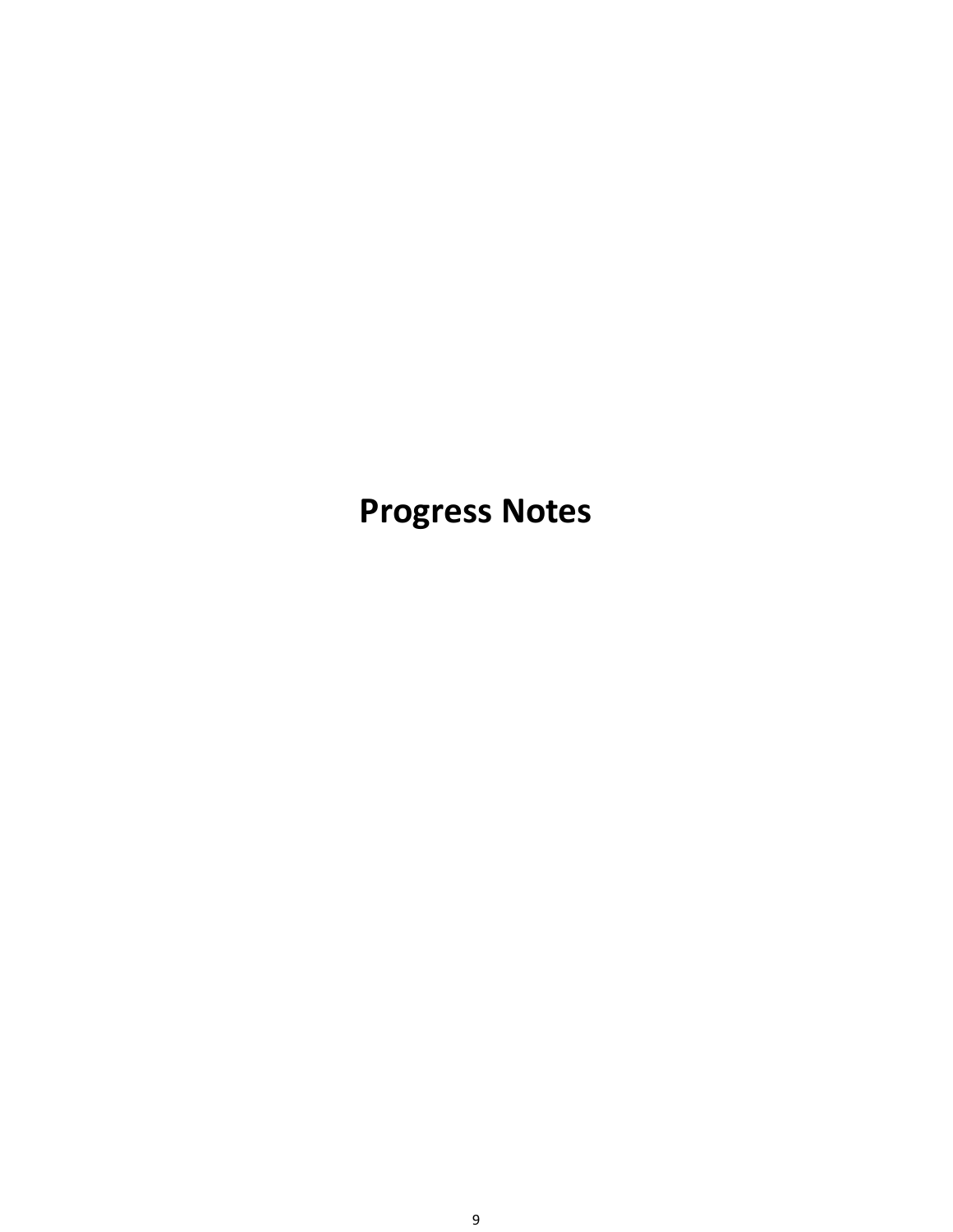# Progress Notes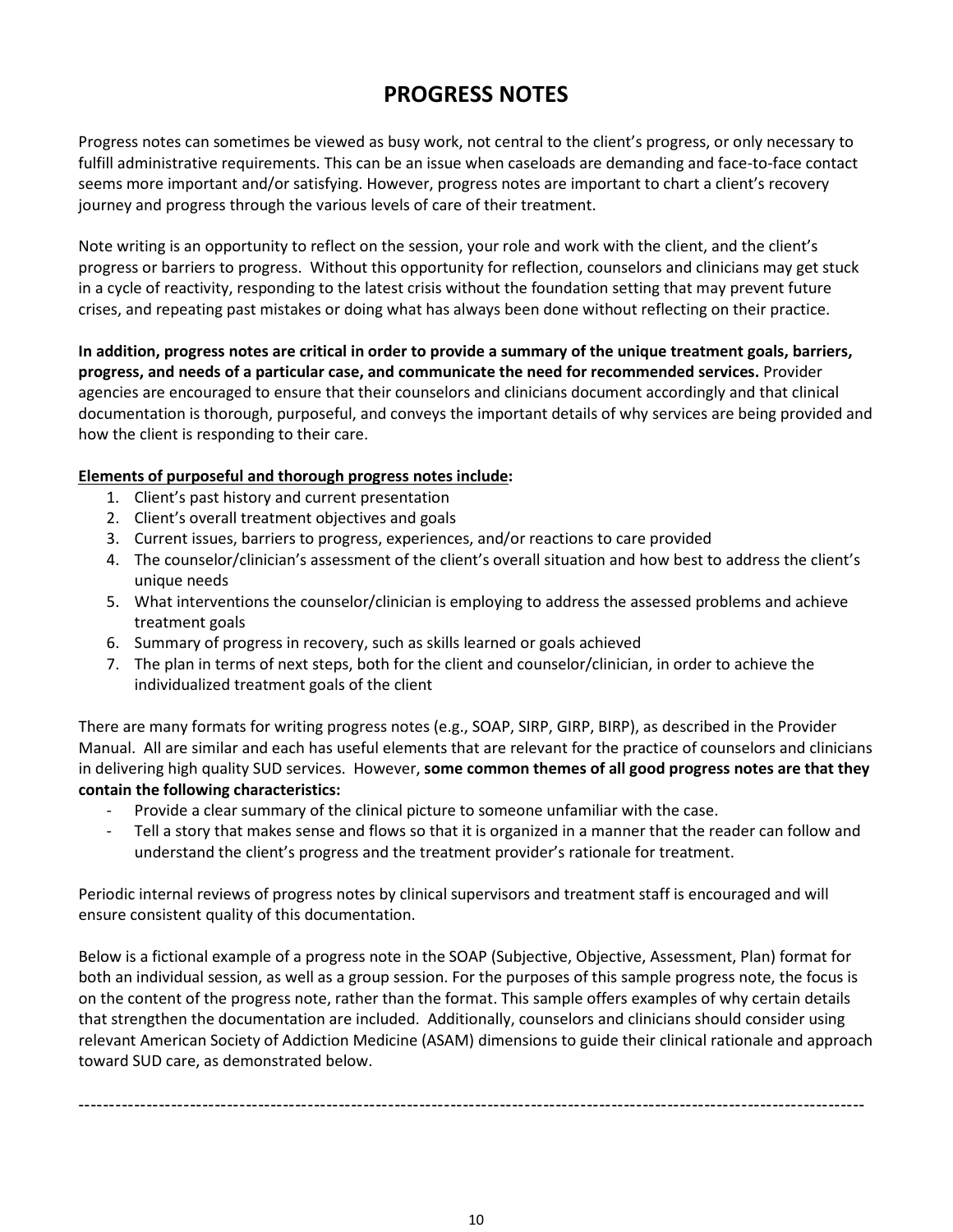# PROGRESS NOTES

Progress notes can sometimes be viewed as busy work, not central to the client's progress, or only necessary to fulfill administrative requirements. This can be an issue when caseloads are demanding and face-to-face contact seems more important and/or satisfying. However, progress notes are important to chart a client's recovery journey and progress through the various levels of care of their treatment.

Note writing is an opportunity to reflect on the session, your role and work with the client, and the client's progress or barriers to progress. Without this opportunity for reflection, counselors and clinicians may get stuck in a cycle of reactivity, responding to the latest crisis without the foundation setting that may prevent future crises, and repeating past mistakes or doing what has always been done without reflecting on their practice.

**In addition, progress notes are critical in order to provide a summary of the unique treatment goals, barriers, progress, and needs of a particular case, and communicate the need for recommended services.** Provider agencies are encouraged to ensure that their counselors and clinicians document accordingly and that clinical documentation is thorough, purposeful, and conveys the important details of why services are being provided and how the client is responding to their care.

<u>**Elements of purposeful and thorough progress notes include**</u>**:**

1. Client's past history and current presentation
2. Client's overall treatment objectives and goals
3. Current issues, barriers to progress, experiences, and/or reactions to care provided
4. The counselor/clinician's assessment of the client's overall situation and how best to address the client's unique needs
5. What interventions the counselor/clinician is employing to address the assessed problems and achieve treatment goals
6. Summary of progress in recovery, such as skills learned or goals achieved
7. The plan in terms of next steps, both for the client and counselor/clinician, in order to achieve the individualized treatment goals of the client

There are many formats for writing progress notes (e.g., SOAP, SIRP, GIRP, BIRP), as described in the Provider Manual. All are similar and each has useful elements that are relevant for the practice of counselors and clinicians in delivering high quality SUD services. However, **some common themes of all good progress notes are that they contain the following characteristics:**

- Provide a clear summary of the clinical picture to someone unfamiliar with the case.
- Tell a story that makes sense and flows so that it is organized in a manner that the reader can follow and understand the client's progress and the treatment provider's rationale for treatment.

Periodic internal reviews of progress notes by clinical supervisors and treatment staff is encouraged and will ensure consistent quality of this documentation.

Below is a fictional example of a progress note in the SOAP (Subjective, Objective, Assessment, Plan) format for both an individual session, as well as a group session. For the purposes of this sample progress note, the focus is on the content of the progress note, rather than the format. This sample offers examples of why certain details that strengthen the documentation are included. Additionally, counselors and clinicians should consider using relevant American Society of Addiction Medicine (ASAM) dimensions to guide their clinical rationale and approach toward SUD care, as demonstrated below.

---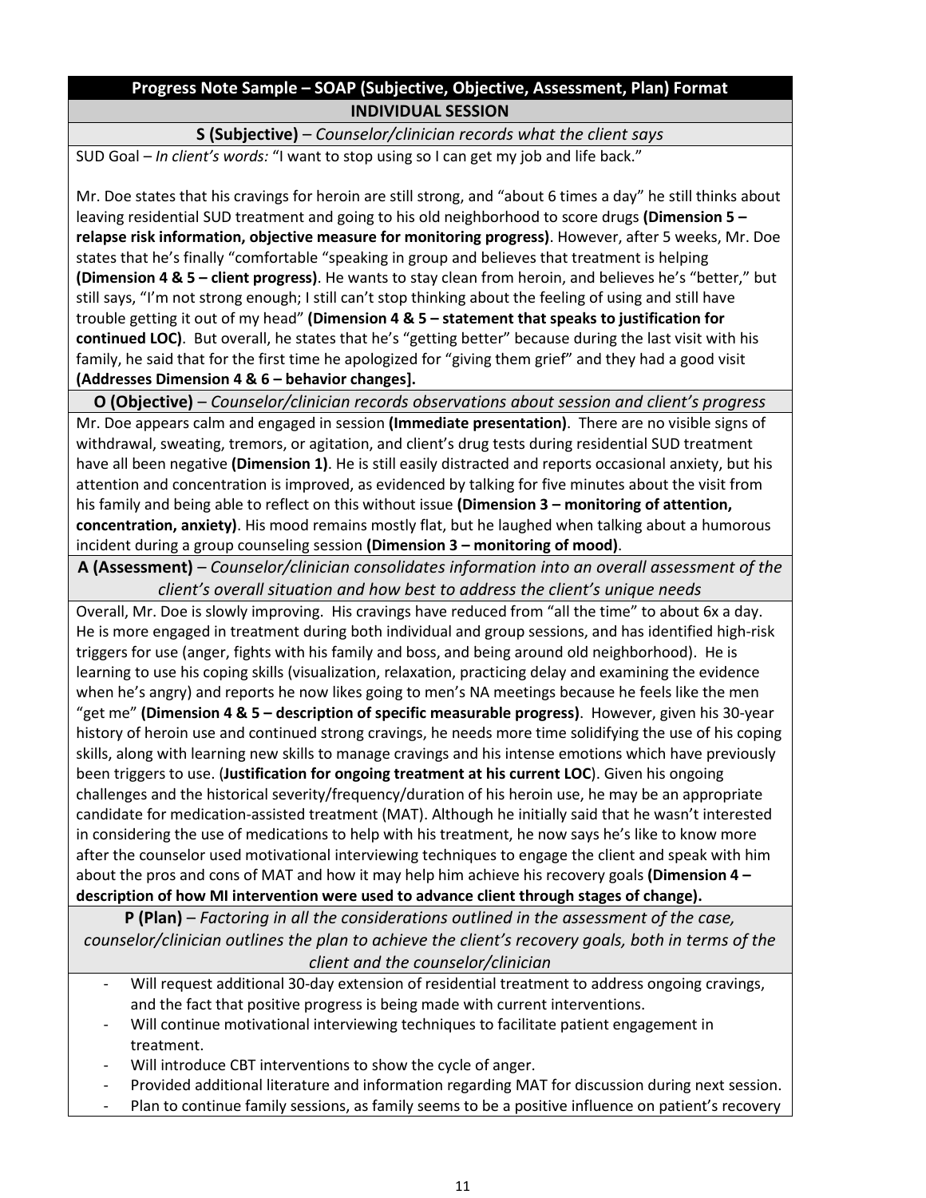## Progress Note Sample – SOAP (Subjective, Objective, Assessment, Plan) Format

### INDIVIDUAL SESSION

**S (Subjective)** – *Counselor/clinician records what the client says*

SUD Goal – *In client's words:* "I want to stop using so I can get my job and life back."

Mr. Doe states that his cravings for heroin are still strong, and "about 6 times a day" he still thinks about leaving residential SUD treatment and going to his old neighborhood to score drugs **(Dimension 5 – relapse risk information, objective measure for monitoring progress)**. However, after 5 weeks, Mr. Doe states that he's finally "comfortable "speaking in group and believes that treatment is helping **(Dimension 4 & 5 – client progress)**. He wants to stay clean from heroin, and believes he's "better," but still says, "I'm not strong enough; I still can't stop thinking about the feeling of using and still have trouble getting it out of my head" **(Dimension 4 & 5 – statement that speaks to justification for continued LOC)**. But overall, he states that he's "getting better" because during the last visit with his family, he said that for the first time he apologized for "giving them grief" and they had a good visit **(Addresses Dimension 4 & 6 – behavior changes].**

**O (Objective)** – *Counselor/clinician records observations about session and client's progress*

Mr. Doe appears calm and engaged in session **(Immediate presentation)**. There are no visible signs of withdrawal, sweating, tremors, or agitation, and client's drug tests during residential SUD treatment have all been negative **(Dimension 1)**. He is still easily distracted and reports occasional anxiety, but his attention and concentration is improved, as evidenced by talking for five minutes about the visit from his family and being able to reflect on this without issue **(Dimension 3 – monitoring of attention, concentration, anxiety)**. His mood remains mostly flat, but he laughed when talking about a humorous incident during a group counseling session **(Dimension 3 – monitoring of mood)**.

**A (Assessment)** – *Counselor/clinician consolidates information into an overall assessment of the client's overall situation and how best to address the client's unique needs*

Overall, Mr. Doe is slowly improving. His cravings have reduced from "all the time" to about 6x a day. He is more engaged in treatment during both individual and group sessions, and has identified high-risk triggers for use (anger, fights with his family and boss, and being around old neighborhood). He is learning to use his coping skills (visualization, relaxation, practicing delay and examining the evidence when he's angry) and reports he now likes going to men's NA meetings because he feels like the men "get me" **(Dimension 4 & 5 – description of specific measurable progress)**. However, given his 30-year history of heroin use and continued strong cravings, he needs more time solidifying the use of his coping skills, along with learning new skills to manage cravings and his intense emotions which have previously been triggers to use. (**Justification for ongoing treatment at his current LOC**). Given his ongoing challenges and the historical severity/frequency/duration of his heroin use, he may be an appropriate candidate for medication-assisted treatment (MAT). Although he initially said that he wasn't interested in considering the use of medications to help with his treatment, he now says he's like to know more after the counselor used motivational interviewing techniques to engage the client and speak with him about the pros and cons of MAT and how it may help him achieve his recovery goals **(Dimension 4 – description of how MI intervention were used to advance client through stages of change).**

**P (Plan)** – *Factoring in all the considerations outlined in the assessment of the case, counselor/clinician outlines the plan to achieve the client's recovery goals, both in terms of the client and the counselor/clinician*

- Will request additional 30-day extension of residential treatment to address ongoing cravings, and the fact that positive progress is being made with current interventions.
- Will continue motivational interviewing techniques to facilitate patient engagement in treatment.
- Will introduce CBT interventions to show the cycle of anger.
- Provided additional literature and information regarding MAT for discussion during next session.
- Plan to continue family sessions, as family seems to be a positive influence on patient's recovery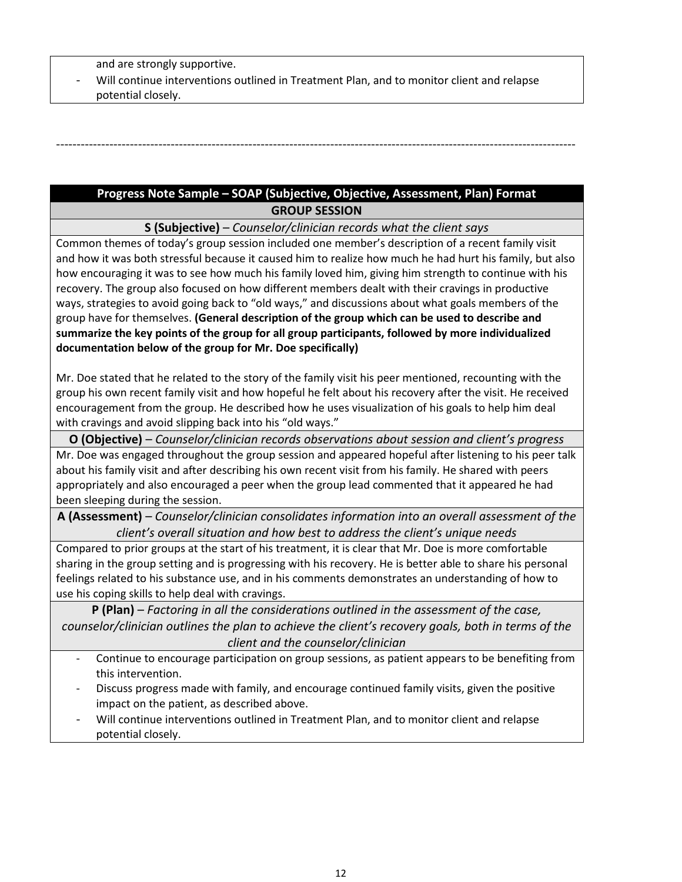and are strongly supportive.

- Will continue interventions outlined in Treatment Plan, and to monitor client and relapse potential closely.

---

## Progress Note Sample – SOAP (Subjective, Objective, Assessment, Plan) Format

### GROUP SESSION

**S (Subjective)** – *Counselor/clinician records what the client says*

Common themes of today's group session included one member's description of a recent family visit and how it was both stressful because it caused him to realize how much he had hurt his family, but also how encouraging it was to see how much his family loved him, giving him strength to continue with his recovery. The group also focused on how different members dealt with their cravings in productive ways, strategies to avoid going back to "old ways," and discussions about what goals members of the group have for themselves. **(General description of the group which can be used to describe and summarize the key points of the group for all group participants, followed by more individualized documentation below of the group for Mr. Doe specifically)**

Mr. Doe stated that he related to the story of the family visit his peer mentioned, recounting with the group his own recent family visit and how hopeful he felt about his recovery after the visit. He received encouragement from the group. He described how he uses visualization of his goals to help him deal with cravings and avoid slipping back into his "old ways."

**O (Objective)** – *Counselor/clinician records observations about session and client's progress*

Mr. Doe was engaged throughout the group session and appeared hopeful after listening to his peer talk about his family visit and after describing his own recent visit from his family. He shared with peers appropriately and also encouraged a peer when the group lead commented that it appeared he had been sleeping during the session.

**A (Assessment)** – *Counselor/clinician consolidates information into an overall assessment of the client's overall situation and how best to address the client's unique needs*

Compared to prior groups at the start of his treatment, it is clear that Mr. Doe is more comfortable sharing in the group setting and is progressing with his recovery. He is better able to share his personal feelings related to his substance use, and in his comments demonstrates an understanding of how to use his coping skills to help deal with cravings.

**P (Plan)** – *Factoring in all the considerations outlined in the assessment of the case, counselor/clinician outlines the plan to achieve the client's recovery goals, both in terms of the client and the counselor/clinician*

- Continue to encourage participation on group sessions, as patient appears to be benefiting from this intervention.
- Discuss progress made with family, and encourage continued family visits, given the positive impact on the patient, as described above.
- Will continue interventions outlined in Treatment Plan, and to monitor client and relapse potential closely.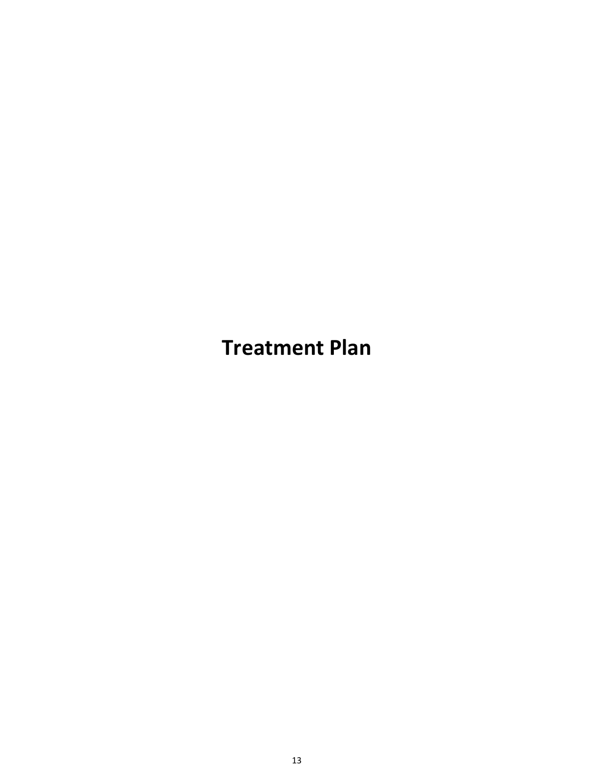# Treatment Plan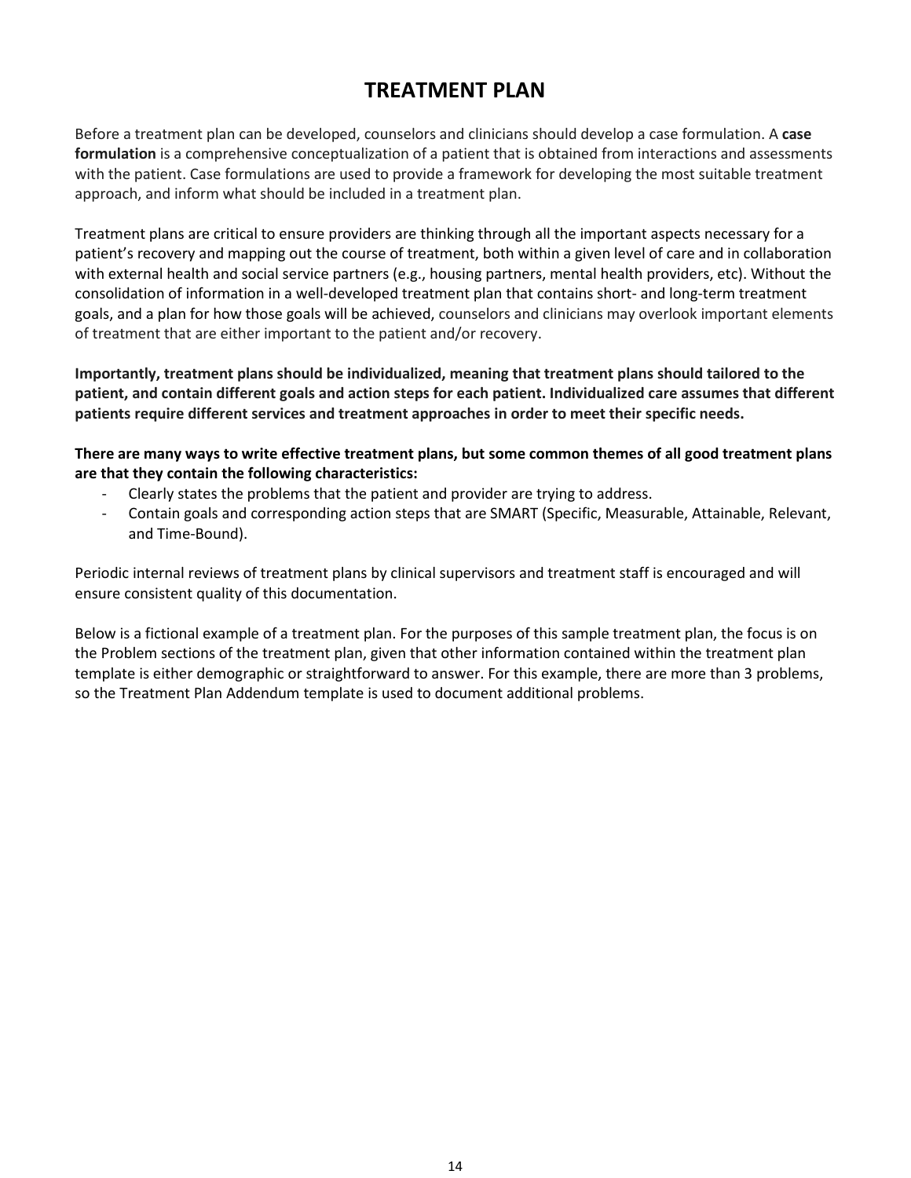# TREATMENT PLAN

Before a treatment plan can be developed, counselors and clinicians should develop a case formulation. A **case formulation** is a comprehensive conceptualization of a patient that is obtained from interactions and assessments with the patient. Case formulations are used to provide a framework for developing the most suitable treatment approach, and inform what should be included in a treatment plan.

Treatment plans are critical to ensure providers are thinking through all the important aspects necessary for a patient's recovery and mapping out the course of treatment, both within a given level of care and in collaboration with external health and social service partners (e.g., housing partners, mental health providers, etc). Without the consolidation of information in a well-developed treatment plan that contains short- and long-term treatment goals, and a plan for how those goals will be achieved, counselors and clinicians may overlook important elements of treatment that are either important to the patient and/or recovery.

**Importantly, treatment plans should be individualized, meaning that treatment plans should tailored to the patient, and contain different goals and action steps for each patient. Individualized care assumes that different patients require different services and treatment approaches in order to meet their specific needs.**

**There are many ways to write effective treatment plans, but some common themes of all good treatment plans are that they contain the following characteristics:**

- Clearly states the problems that the patient and provider are trying to address.
- Contain goals and corresponding action steps that are SMART (Specific, Measurable, Attainable, Relevant, and Time-Bound).

Periodic internal reviews of treatment plans by clinical supervisors and treatment staff is encouraged and will ensure consistent quality of this documentation.

Below is a fictional example of a treatment plan. For the purposes of this sample treatment plan, the focus is on the Problem sections of the treatment plan, given that other information contained within the treatment plan template is either demographic or straightforward to answer. For this example, there are more than 3 problems, so the Treatment Plan Addendum template is used to document additional problems.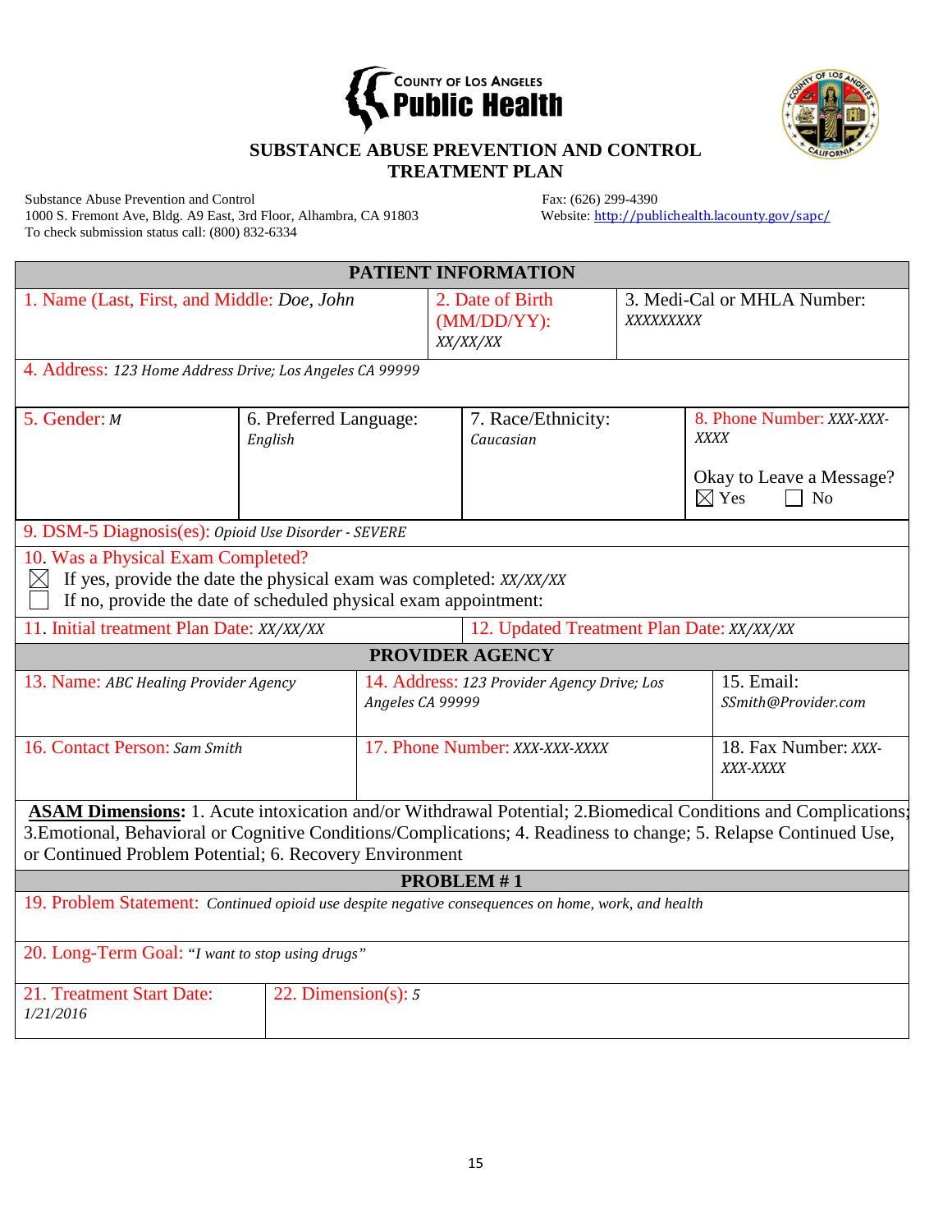COUNTY OF LOS ANGELES
**Public Health**

## SUBSTANCE ABUSE PREVENTION AND CONTROL
## TREATMENT PLAN

Substance Abuse Prevention and Control
1000 S. Fremont Ave, Bldg. A9 East, 3rd Floor, Alhambra, CA 91803
To check submission status call: (800) 832-6334

Fax: (626) 299-4390
Website: http://publichealth.lacounty.gov/sapc/

| PATIENT INFORMATION | | | |
|---|---|---|---|
| 1. Name (Last, First, and Middle: *Doe, John* | 2. Date of Birth (MM/DD/YY): *XX/XX/XX* | 3. Medi-Cal or MHLA Number: *XXXXXXXXX* | |
| 4. Address: *123 Home Address Drive; Los Angeles CA 99999* | | | |
| 5. Gender: *M* | 6. Preferred Language: *English* | 7. Race/Ethnicity: *Caucasian* | 8. Phone Number: *XXX-XXX-XXXX*<br>Okay to Leave a Message? ☒ Yes ☐ No |
| 9. DSM-5 Diagnosis(es): *Opioid Use Disorder - SEVERE* | | | |
| 10. Was a Physical Exam Completed?<br>☒ If yes, provide the date the physical exam was completed: *XX/XX/XX*<br>☐ If no, provide the date of scheduled physical exam appointment: | | | |
| 11. Initial treatment Plan Date: *XX/XX/XX* | 12. Updated Treatment Plan Date: *XX/XX/XX* | | |

| PROVIDER AGENCY | | |
|---|---|---|
| 13. Name: *ABC Healing Provider Agency* | 14. Address: *123 Provider Agency Drive; Los Angeles CA 99999* | 15. Email: *SSmith@Provider.com* |
| 16. Contact Person: *Sam Smith* | 17. Phone Number: *XXX-XXX-XXXX* | 18. Fax Number: *XXX-XXX-XXXX* |

**ASAM Dimensions:** 1. Acute intoxication and/or Withdrawal Potential; 2.Biomedical Conditions and Complications; 3.Emotional, Behavioral or Cognitive Conditions/Complications; 4. Readiness to change; 5. Relapse Continued Use, or Continued Problem Potential; 6. Recovery Environment

| PROBLEM # 1 | |
|---|---|
| 19. Problem Statement: *Continued opioid use despite negative consequences on home, work, and health* | |
| 20. Long-Term Goal: *"I want to stop using drugs"* | |
| 21. Treatment Start Date: *1/21/2016* | 22. Dimension(s): *5* |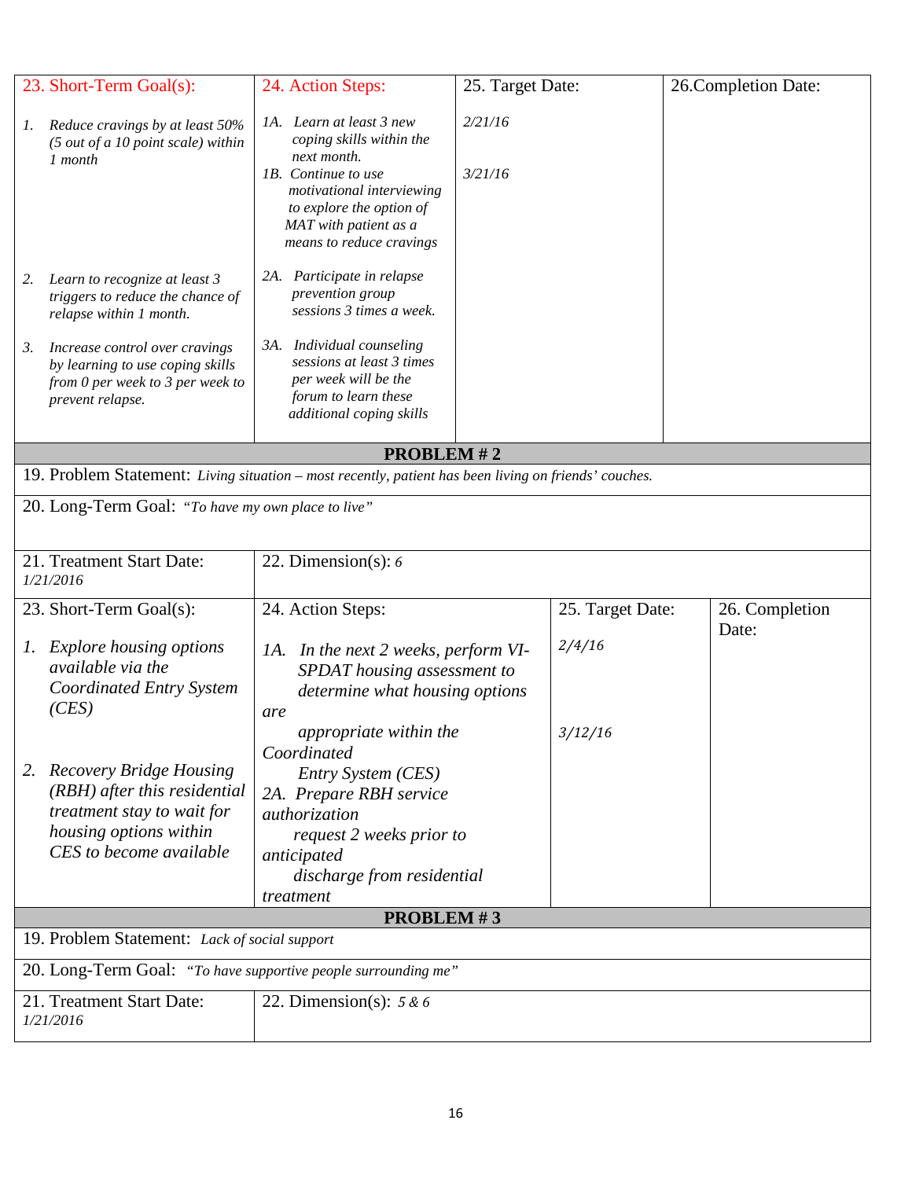| 23. Short-Term Goal(s): | 24. Action Steps: | 25. Target Date: | 26.Completion Date: |
|---|---|---|---|
| 1. *Reduce cravings by at least 50% (5 out of a 10 point scale) within 1 month* | *1A. Learn at least 3 new coping skills within the next month.*<br>*1B. Continue to use motivational interviewing to explore the option of MAT with patient as a means to reduce cravings* | *2/21/16*<br><br>*3/21/16* | |
| 2. *Learn to recognize at least 3 triggers to reduce the chance of relapse within 1 month.* | *2A. Participate in relapse prevention group sessions 3 times a week.* | | |
| 3. *Increase control over cravings by learning to use coping skills from 0 per week to 3 per week to prevent relapse.* | *3A. Individual counseling sessions at least 3 times per week will be the forum to learn these additional coping skills* | | |

**PROBLEM # 2**

19. Problem Statement: *Living situation – most recently, patient has been living on friends' couches.*

20. Long-Term Goal: *"To have my own place to live"*

| 21. Treatment Start Date: *1/21/2016* | 22. Dimension(s): *6* |
|---|---|

| 23. Short-Term Goal(s): | 24. Action Steps: | 25. Target Date: | 26. Completion Date: |
|---|---|---|---|
| 1. *Explore housing options available via the Coordinated Entry System (CES)* | *1A. In the next 2 weeks, perform VI-SPDAT housing assessment to determine what housing options are appropriate within the Coordinated Entry System (CES)* | *2/4/16* | |
| 2. *Recovery Bridge Housing (RBH) after this residential treatment stay to wait for housing options within CES to become available* | *2A. Prepare RBH service authorization request 2 weeks prior to anticipated discharge from residential treatment* | *3/12/16* | |

**PROBLEM # 3**

19. Problem Statement: *Lack of social support*

20. Long-Term Goal: *"To have supportive people surrounding me"*

| 21. Treatment Start Date: *1/21/2016* | 22. Dimension(s): *5 & 6* |
|---|---|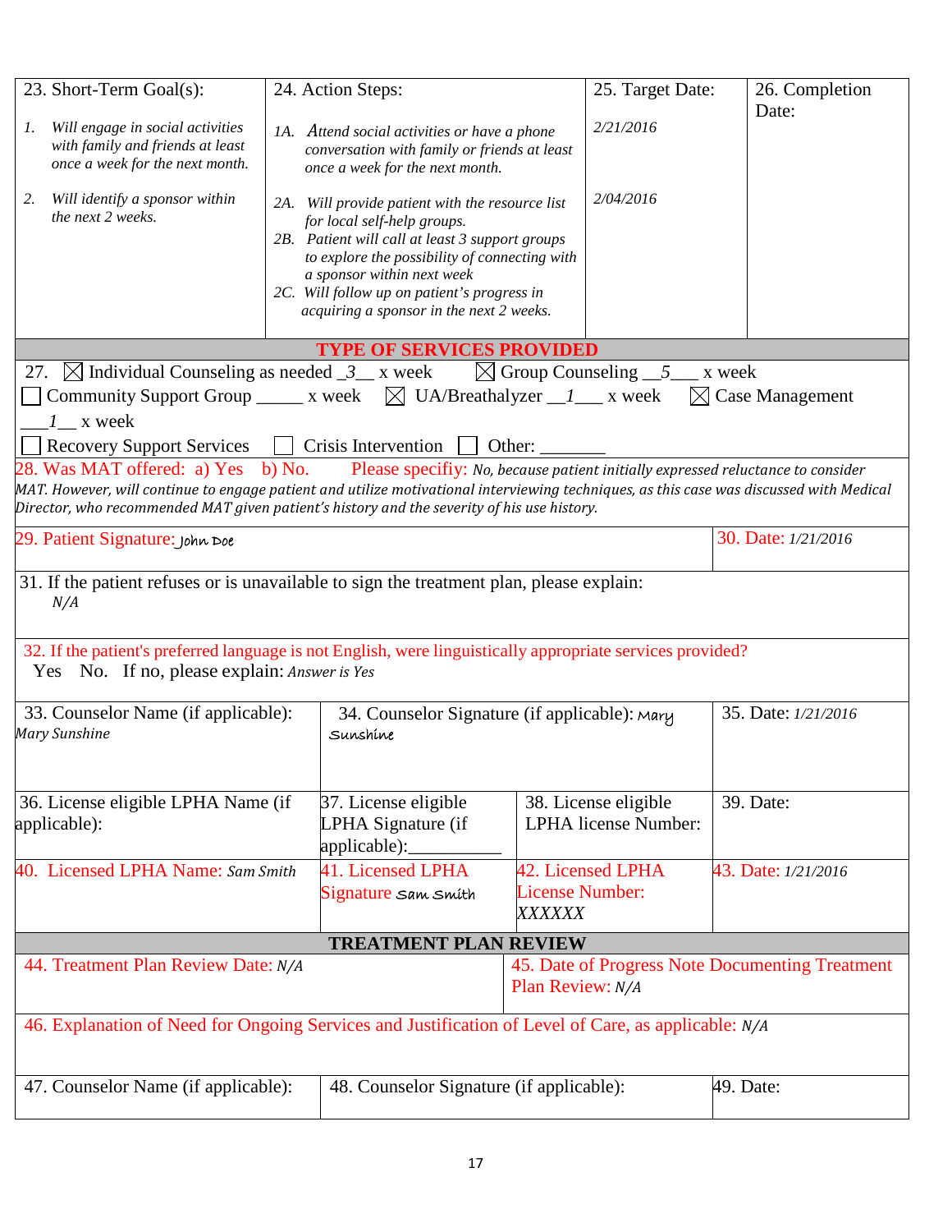| 23. Short-Term Goal(s): | 24. Action Steps: | 25. Target Date: | 26. Completion Date: |
|---|---|---|---|
| 1. *Will engage in social activities with family and friends at least once a week for the next month.* | 1A. *Attend social activities or have a phone conversation with family or friends at least once a week for the next month.* | *2/21/2016* | |
| 2. *Will identify a sponsor within the next 2 weeks.* | 2A. *Will provide patient with the resource list for local self-help groups.*<br>2B. *Patient will call at least 3 support groups to explore the possibility of connecting with a sponsor within next week*<br>2C. *Will follow up on patient's progress in acquiring a sponsor in the next 2 weeks.* | *2/04/2016* | |

**TYPE OF SERVICES PROVIDED**

27. ☒ Individual Counseling as needed _*3*_ x week ☒ Group Counseling __*5*___ x week
☐ Community Support Group _____ x week ☒ UA/Breathalyzer __*1*___ x week ☒ Case Management ___*1*__ x week
☐ Recovery Support Services ☐ Crisis Intervention ☐ Other: _______

28. Was MAT offered: a) Yes b) No. Please specifiy: *No, because patient initially expressed reluctance to consider MAT. However, will continue to engage patient and utilize motivational interviewing techniques, as this case was discussed with Medical Director, who recommended MAT given patient's history and the severity of his use history.*

| 29. Patient Signature: *John Doe* | 30. Date: *1/21/2016* |
|---|---|

31. If the patient refuses or is unavailable to sign the treatment plan, please explain:
*N/A*

32. If the patient's preferred language is not English, were linguistically appropriate services provided?
Yes No. If no, please explain: *Answer is Yes*

| 33. Counselor Name (if applicable): *Mary Sunshine* | 34. Counselor Signature (if applicable): *Mary Sunshine* | | 35. Date: *1/21/2016* |
|---|---|---|---|
| 36. License eligible LPHA Name (if applicable): | 37. License eligible LPHA Signature (if applicable):__________ | 38. License eligible LPHA license Number: | 39. Date: |
| 40. Licensed LPHA Name: *Sam Smith* | 41. Licensed LPHA Signature *Sam Smith* | 42. Licensed LPHA License Number: *XXXXXX* | 43. Date: *1/21/2016* |

**TREATMENT PLAN REVIEW**

| 44. Treatment Plan Review Date: *N/A* | 45. Date of Progress Note Documenting Treatment Plan Review: *N/A* |
|---|---|

46. Explanation of Need for Ongoing Services and Justification of Level of Care, as applicable: *N/A*

| 47. Counselor Name (if applicable): | 48. Counselor Signature (if applicable): | 49. Date: |
|---|---|---|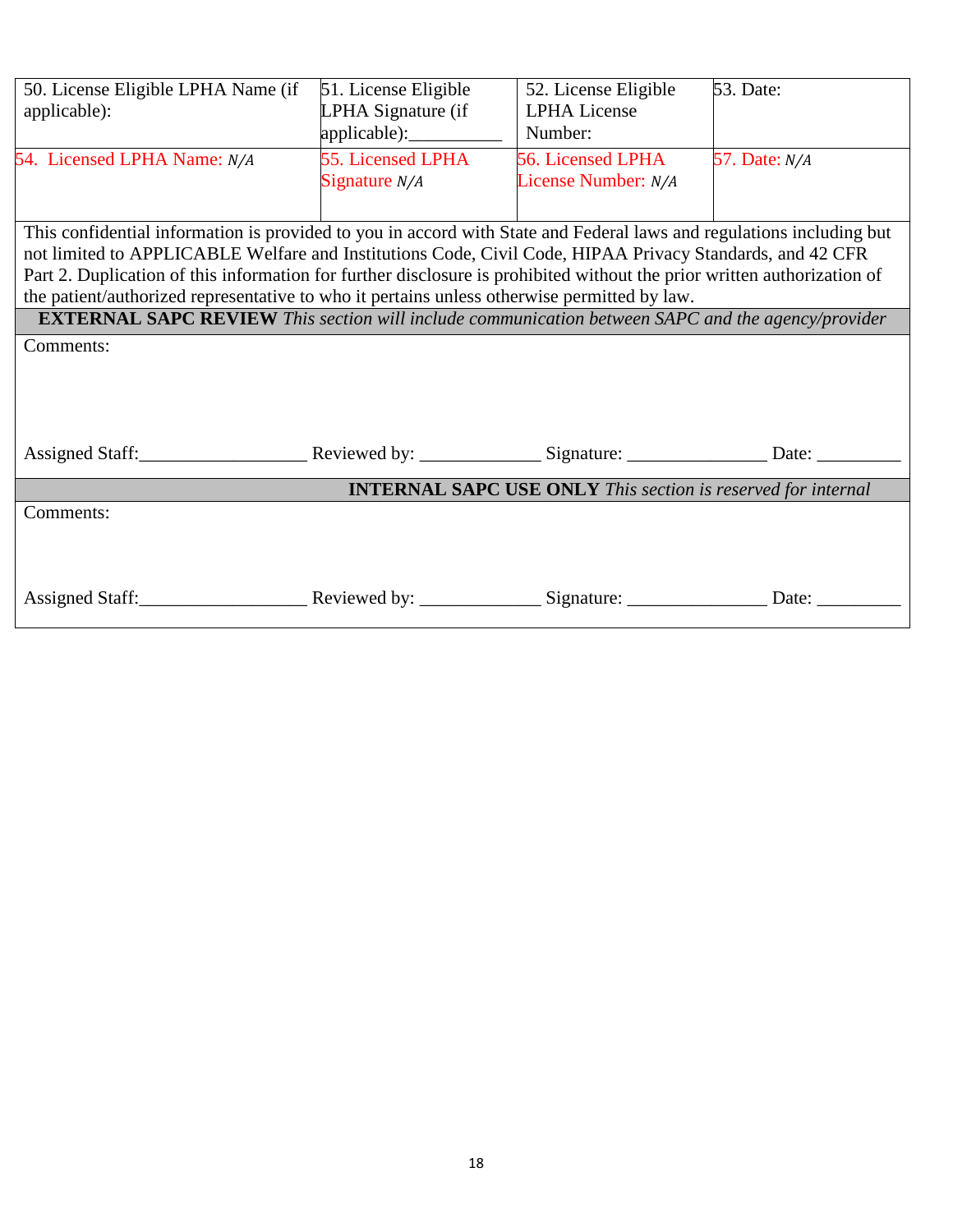| 50. License Eligible LPHA Name (if applicable): | 51. License Eligible LPHA Signature (if applicable):__________ | 52. License Eligible LPHA License Number: | 53. Date: |
|---|---|---|---|
| 54. Licensed LPHA Name: *N/A* | 55. Licensed LPHA Signature *N/A* | 56. Licensed LPHA License Number: *N/A* | 57. Date: *N/A* |

This confidential information is provided to you in accord with State and Federal laws and regulations including but not limited to APPLICABLE Welfare and Institutions Code, Civil Code, HIPAA Privacy Standards, and 42 CFR Part 2. Duplication of this information for further disclosure is prohibited without the prior written authorization of the patient/authorized representative to who it pertains unless otherwise permitted by law.

**EXTERNAL SAPC REVIEW** *This section will include communication between SAPC and the agency/provider*

Comments:

Assigned Staff:_________________ Reviewed by: ____________ Signature: ______________ Date: _________

**INTERNAL SAPC USE ONLY** *This section is reserved for internal*

Comments:

Assigned Staff:_________________ Reviewed by: ____________ Signature: ______________ Date: _________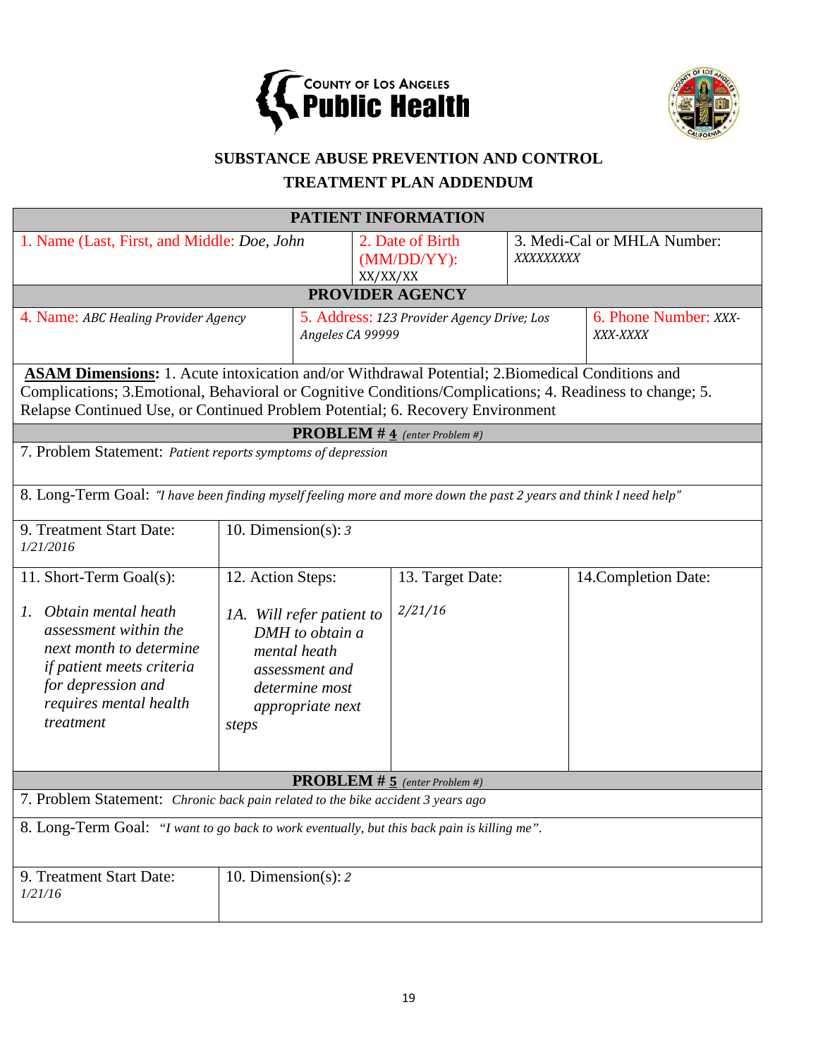COUNTY OF LOS ANGELES
**Public Health**

## SUBSTANCE ABUSE PREVENTION AND CONTROL
## TREATMENT PLAN ADDENDUM

| PATIENT INFORMATION | | |
|---|---|---|
| 1. Name (Last, First, and Middle: *Doe, John* | 2. Date of Birth (MM/DD/YY): XX/XX/XX | 3. Medi-Cal or MHLA Number: *XXXXXXXXX* |

| PROVIDER AGENCY | | |
|---|---|---|
| 4. Name: *ABC Healing Provider Agency* | 5. Address: *123 Provider Agency Drive; Los Angeles CA 99999* | 6. Phone Number: *XXX-XXX-XXXX* |

**ASAM Dimensions:** 1. Acute intoxication and/or Withdrawal Potential; 2.Biomedical Conditions and Complications; 3.Emotional, Behavioral or Cognitive Conditions/Complications; 4. Readiness to change; 5. Relapse Continued Use, or Continued Problem Potential; 6. Recovery Environment

**PROBLEM # 4** *(enter Problem #)*

7. Problem Statement: *Patient reports symptoms of depression*

8. Long-Term Goal: *"I have been finding myself feeling more and more down the past 2 years and think I need help"*

| 9. Treatment Start Date: | 10. Dimension(s): |
|---|---|
| *1/21/2016* | *3* |

| 11. Short-Term Goal(s): | 12. Action Steps: | 13. Target Date: | 14.Completion Date: |
|---|---|---|---|
| 1. *Obtain mental heath assessment within the next month to determine if patient meets criteria for depression and requires mental health treatment* | 1A. *Will refer patient to DMH to obtain a mental heath assessment and determine most appropriate next steps* | *2/21/16* | |

**PROBLEM # 5** *(enter Problem #)*

7. Problem Statement: *Chronic back pain related to the bike accident 3 years ago*

8. Long-Term Goal: *"I want to go back to work eventually, but this back pain is killing me".*

| 9. Treatment Start Date: | 10. Dimension(s): |
|---|---|
| *1/21/16* | *2* |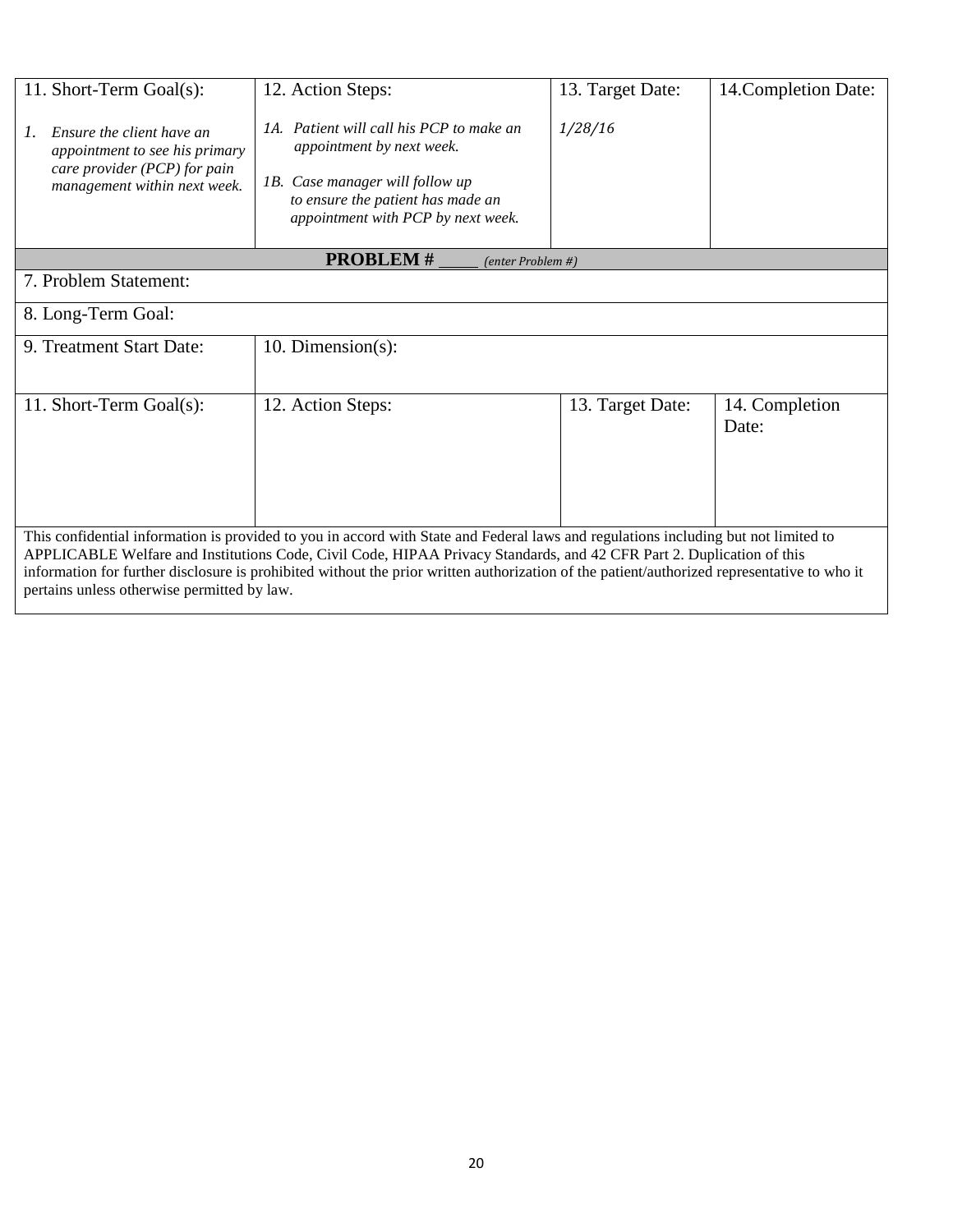| 11. Short-Term Goal(s): | 12. Action Steps: | 13. Target Date: | 14.Completion Date: |
|---|---|---|---|
| *1. Ensure the client have an appointment to see his primary care provider (PCP) for pain management within next week.* | *1A. Patient will call his PCP to make an appointment by next week.*<br><br>*1B. Case manager will follow up to ensure the patient has made an appointment with PCP by next week.* | *1/28/16* | |

| **PROBLEM #** _____ *(enter Problem #)* | | | |
|---|---|---|---|
| 7. Problem Statement: | | | |
| 8. Long-Term Goal: | | | |
| 9. Treatment Start Date: | 10. Dimension(s): | | |
| 11. Short-Term Goal(s): | 12. Action Steps: | 13. Target Date: | 14. Completion Date: |
| | | | |

This confidential information is provided to you in accord with State and Federal laws and regulations including but not limited to APPLICABLE Welfare and Institutions Code, Civil Code, HIPAA Privacy Standards, and 42 CFR Part 2. Duplication of this information for further disclosure is prohibited without the prior written authorization of the patient/authorized representative to who it pertains unless otherwise permitted by law.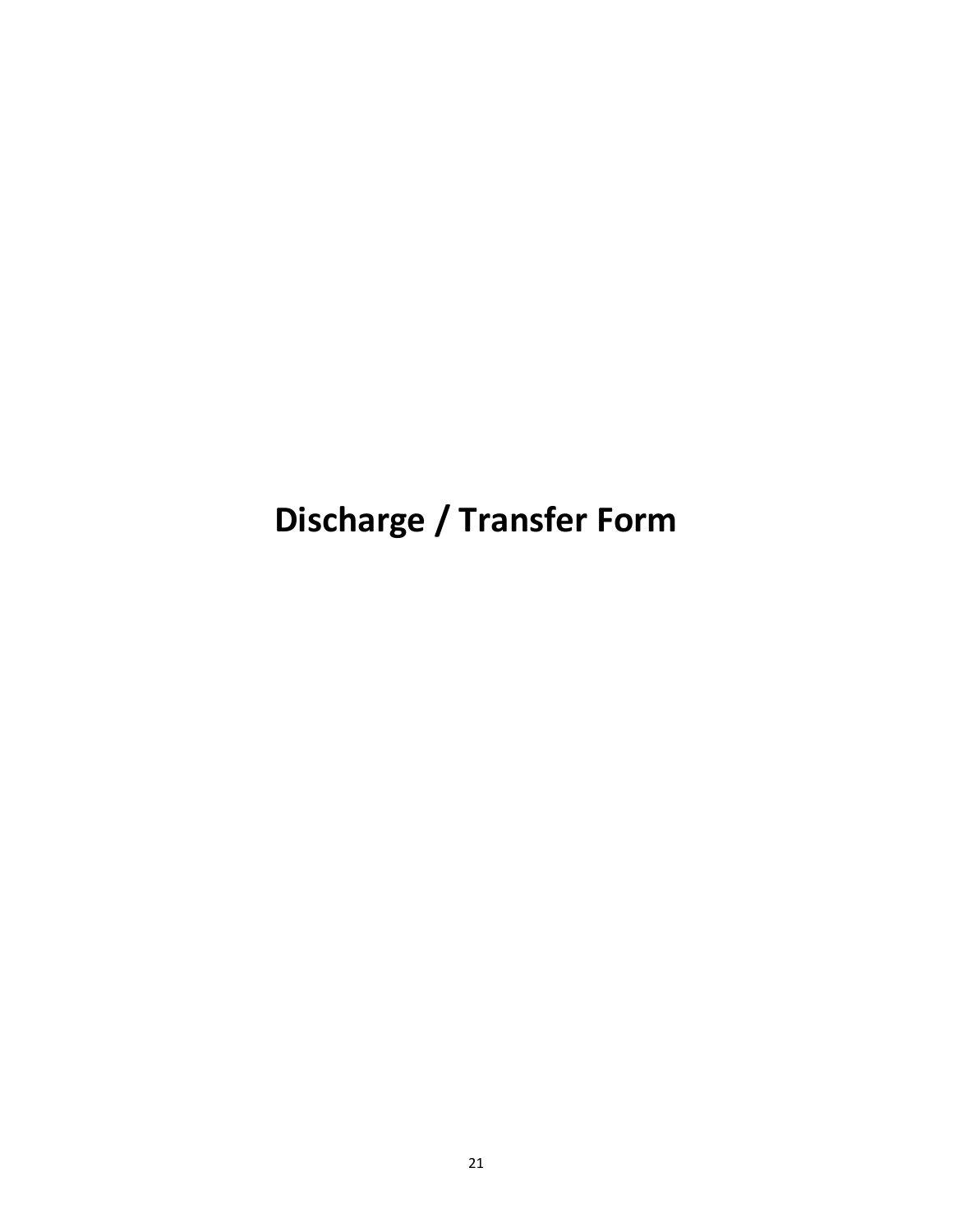# Discharge / Transfer Form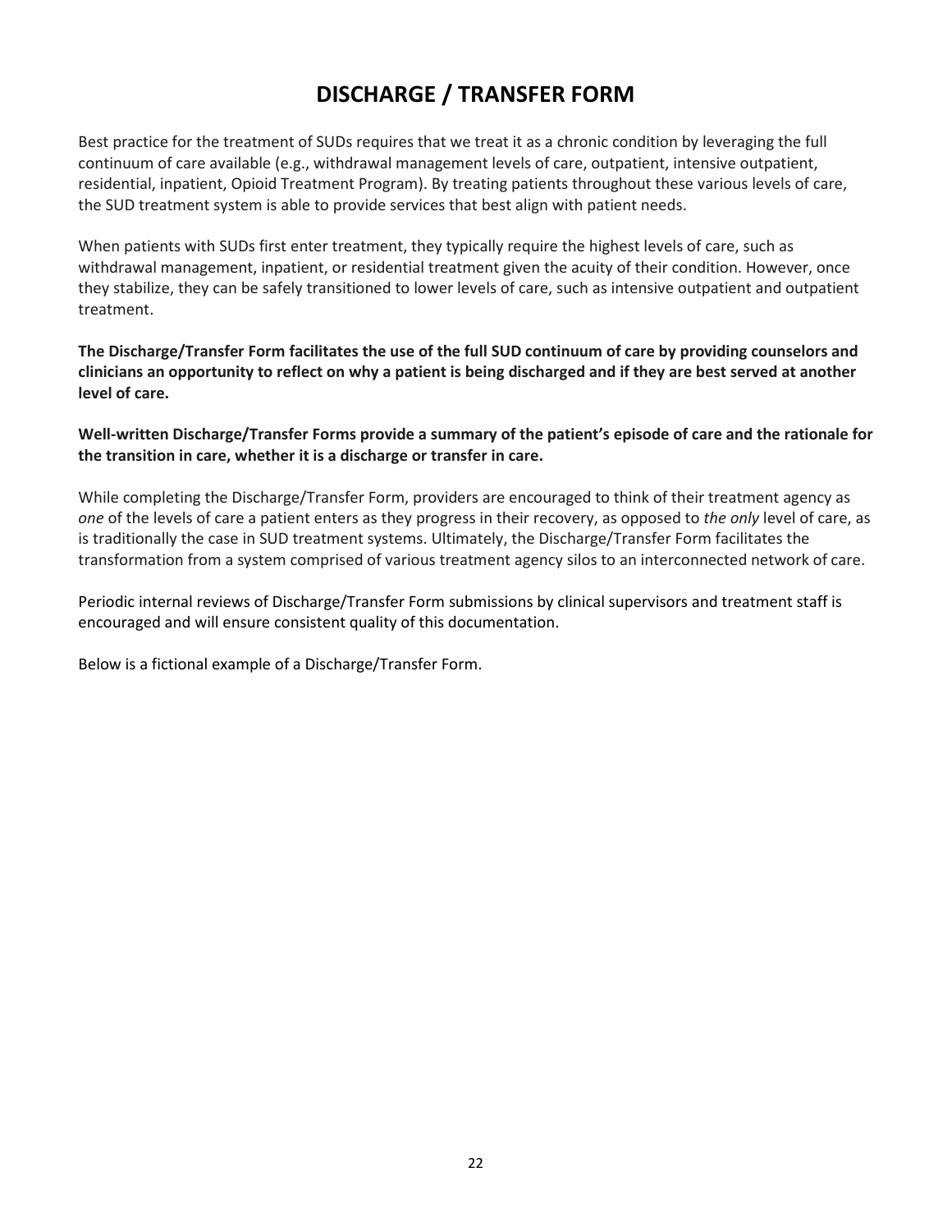# DISCHARGE / TRANSFER FORM

Best practice for the treatment of SUDs requires that we treat it as a chronic condition by leveraging the full continuum of care available (e.g., withdrawal management levels of care, outpatient, intensive outpatient, residential, inpatient, Opioid Treatment Program). By treating patients throughout these various levels of care, the SUD treatment system is able to provide services that best align with patient needs.

When patients with SUDs first enter treatment, they typically require the highest levels of care, such as withdrawal management, inpatient, or residential treatment given the acuity of their condition. However, once they stabilize, they can be safely transitioned to lower levels of care, such as intensive outpatient and outpatient treatment.

**The Discharge/Transfer Form facilitates the use of the full SUD continuum of care by providing counselors and clinicians an opportunity to reflect on why a patient is being discharged and if they are best served at another level of care.**

**Well-written Discharge/Transfer Forms provide a summary of the patient's episode of care and the rationale for the transition in care, whether it is a discharge or transfer in care.**

While completing the Discharge/Transfer Form, providers are encouraged to think of their treatment agency as *one* of the levels of care a patient enters as they progress in their recovery, as opposed to *the only* level of care, as is traditionally the case in SUD treatment systems. Ultimately, the Discharge/Transfer Form facilitates the transformation from a system comprised of various treatment agency silos to an interconnected network of care.

Periodic internal reviews of Discharge/Transfer Form submissions by clinical supervisors and treatment staff is encouraged and will ensure consistent quality of this documentation.

Below is a fictional example of a Discharge/Transfer Form.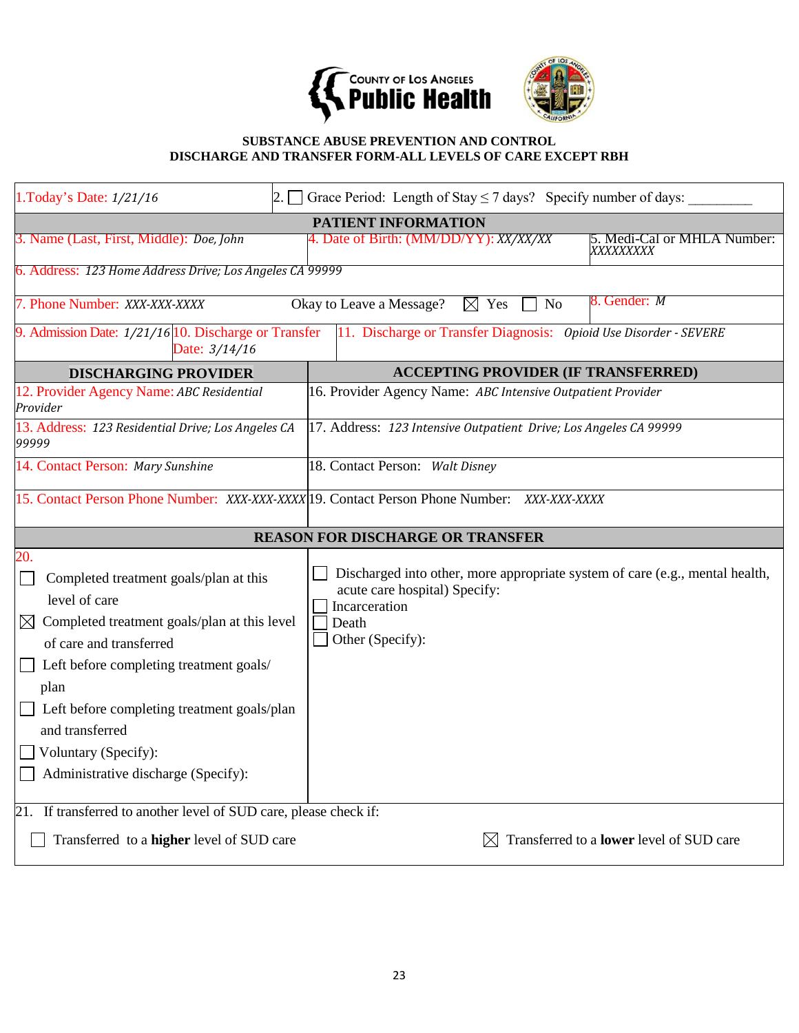**COUNTY OF LOS ANGELES Public Health**

**SUBSTANCE ABUSE PREVENTION AND CONTROL**
**DISCHARGE AND TRANSFER FORM-ALL LEVELS OF CARE EXCEPT RBH**

| 1.Today's Date: *1/21/16* | 2. ☐ Grace Period: Length of Stay ≤ 7 days? Specify number of days: _________ | |
|---|---|---|
| **PATIENT INFORMATION** | | |
| 3. Name (Last, First, Middle): *Doe, John* | 4. Date of Birth: (MM/DD/YY): *XX/XX/XX* | 5. Medi-Cal or MHLA Number: *XXXXXXXXX* |
| 6. Address: *123 Home Address Drive; Los Angeles CA 99999* | | |
| 7. Phone Number: *XXX-XXX-XXXX* | Okay to Leave a Message? ☒ Yes ☐ No | 8. Gender: *M* |
| 9. Admission Date: *1/21/16* 10. Discharge or Transfer Date: *3/14/16* | 11. Discharge or Transfer Diagnosis: *Opioid Use Disorder - SEVERE* | |

| **DISCHARGING PROVIDER** | **ACCEPTING PROVIDER (IF TRANSFERRED)** |
|---|---|
| 12. Provider Agency Name: *ABC Residential Provider* | 16. Provider Agency Name: *ABC Intensive Outpatient Provider* |
| 13. Address: *123 Residential Drive; Los Angeles CA 99999* | 17. Address: *123 Intensive Outpatient Drive; Los Angeles CA 99999* |
| 14. Contact Person: *Mary Sunshine* | 18. Contact Person: *Walt Disney* |
| 15. Contact Person Phone Number: *XXX-XXX-XXXX* | 19. Contact Person Phone Number: *XXX-XXX-XXXX* |

**REASON FOR DISCHARGE OR TRANSFER**

20.

- ☐ Completed treatment goals/plan at this level of care
- ☒ Completed treatment goals/plan at this level of care and transferred
- ☐ Left before completing treatment goals/plan
- ☐ Left before completing treatment goals/plan and transferred
- ☐ Voluntary (Specify):
- ☐ Administrative discharge (Specify):
- ☐ Discharged into other, more appropriate system of care (e.g., mental health, acute care hospital) Specify:
- ☐ Incarceration
- ☐ Death
- ☐ Other (Specify):

21. If transferred to another level of SUD care, please check if:

☐ Transferred to a **higher** level of SUD care ☒ Transferred to a **lower** level of SUD care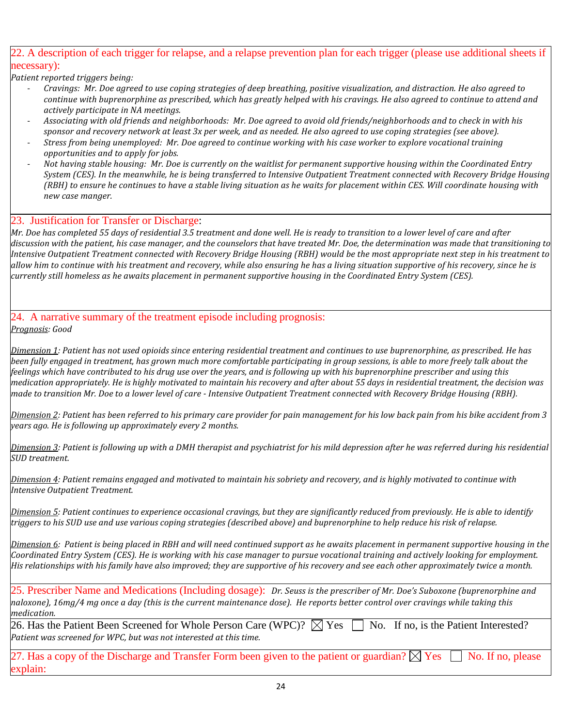22. A description of each trigger for relapse, and a relapse prevention plan for each trigger (please use additional sheets if necessary):

*Patient reported triggers being:*

- *Cravings: Mr. Doe agreed to use coping strategies of deep breathing, positive visualization, and distraction. He also agreed to continue with buprenorphine as prescribed, which has greatly helped with his cravings. He also agreed to continue to attend and actively participate in NA meetings.*
- *Associating with old friends and neighborhoods: Mr. Doe agreed to avoid old friends/neighborhoods and to check in with his sponsor and recovery network at least 3x per week, and as needed. He also agreed to use coping strategies (see above).*
- *Stress from being unemployed: Mr. Doe agreed to continue working with his case worker to explore vocational training opportunities and to apply for jobs.*
- *Not having stable housing: Mr. Doe is currently on the waitlist for permanent supportive housing within the Coordinated Entry System (CES). In the meanwhile, he is being transferred to Intensive Outpatient Treatment connected with Recovery Bridge Housing (RBH) to ensure he continues to have a stable living situation as he waits for placement within CES. Will coordinate housing with new case manger.*

23. Justification for Transfer or Discharge:

*Mr. Doe has completed 55 days of residential 3.5 treatment and done well. He is ready to transition to a lower level of care and after discussion with the patient, his case manager, and the counselors that have treated Mr. Doe, the determination was made that transitioning to Intensive Outpatient Treatment connected with Recovery Bridge Housing (RBH) would be the most appropriate next step in his treatment to allow him to continue with his treatment and recovery, while also ensuring he has a living situation supportive of his recovery, since he is currently still homeless as he awaits placement in permanent supportive housing in the Coordinated Entry System (CES).*

24. A narrative summary of the treatment episode including prognosis:

*Prognosis: Good*

*Dimension 1: Patient has not used opioids since entering residential treatment and continues to use buprenorphine, as prescribed. He has been fully engaged in treatment, has grown much more comfortable participating in group sessions, is able to more freely talk about the feelings which have contributed to his drug use over the years, and is following up with his buprenorphine prescriber and using this medication appropriately. He is highly motivated to maintain his recovery and after about 55 days in residential treatment, the decision was made to transition Mr. Doe to a lower level of care - Intensive Outpatient Treatment connected with Recovery Bridge Housing (RBH).*

*Dimension 2: Patient has been referred to his primary care provider for pain management for his low back pain from his bike accident from 3 years ago. He is following up approximately every 2 months.*

*Dimension 3: Patient is following up with a DMH therapist and psychiatrist for his mild depression after he was referred during his residential SUD treatment.*

*Dimension 4: Patient remains engaged and motivated to maintain his sobriety and recovery, and is highly motivated to continue with Intensive Outpatient Treatment.*

*Dimension 5: Patient continues to experience occasional cravings, but they are significantly reduced from previously. He is able to identify triggers to his SUD use and use various coping strategies (described above) and buprenorphine to help reduce his risk of relapse.*

*Dimension 6: Patient is being placed in RBH and will need continued support as he awaits placement in permanent supportive housing in the Coordinated Entry System (CES). He is working with his case manager to pursue vocational training and actively looking for employment. His relationships with his family have also improved; they are supportive of his recovery and see each other approximately twice a month.*

25. Prescriber Name and Medications (Including dosage): *Dr. Seuss is the prescriber of Mr. Doe's Suboxone (buprenorphine and naloxone), 16mg/4 mg once a day (this is the current maintenance dose). He reports better control over cravings while taking this medication.*

26. Has the Patient Been Screened for Whole Person Care (WPC)? ☒ Yes ☐ No. If no, is the Patient Interested?
*Patient was screened for WPC, but was not interested at this time.*

27. Has a copy of the Discharge and Transfer Form been given to the patient or guardian? ☒ Yes ☐ No. If no, please explain: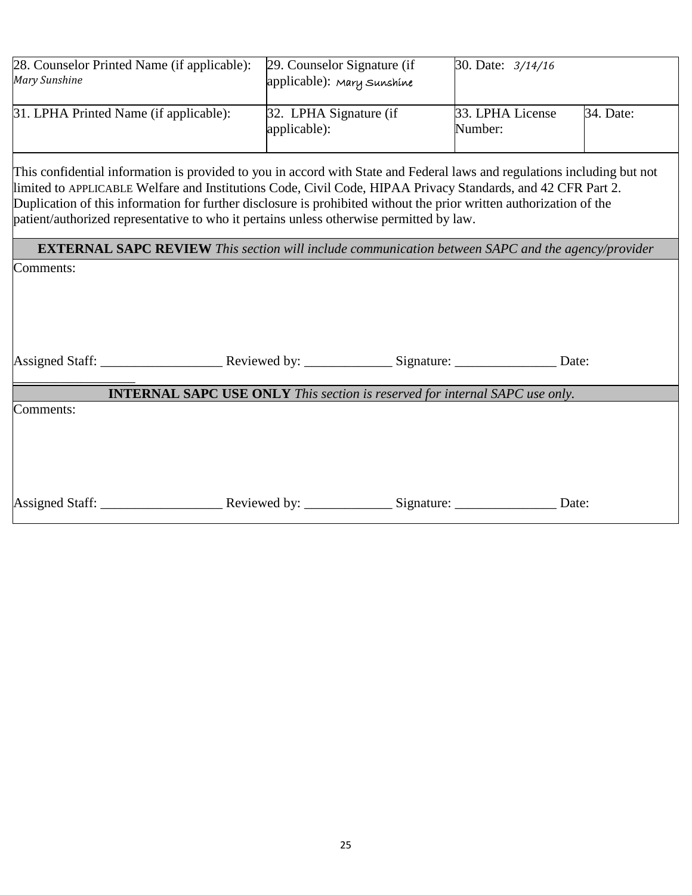| 28. Counselor Printed Name (if applicable): *Mary Sunshine* | 29. Counselor Signature (if applicable): Mary Sunshine | 30. Date: *3/14/16* | |
|---|---|---|---|
| 31. LPHA Printed Name (if applicable): | 32. LPHA Signature (if applicable): | 33. LPHA License Number: | 34. Date: |

This confidential information is provided to you in accord with State and Federal laws and regulations including but not limited to APPLICABLE Welfare and Institutions Code, Civil Code, HIPAA Privacy Standards, and 42 CFR Part 2. Duplication of this information for further disclosure is prohibited without the prior written authorization of the patient/authorized representative to who it pertains unless otherwise permitted by law.

**EXTERNAL SAPC REVIEW** *This section will include communication between SAPC and the agency/provider*

Comments:

Assigned Staff: __________________ Reviewed by: _____________ Signature: _______________ Date: __________________

**INTERNAL SAPC USE ONLY** *This section is reserved for internal SAPC use only.*

Comments:

Assigned Staff: __________________ Reviewed by: _____________ Signature: _______________ Date: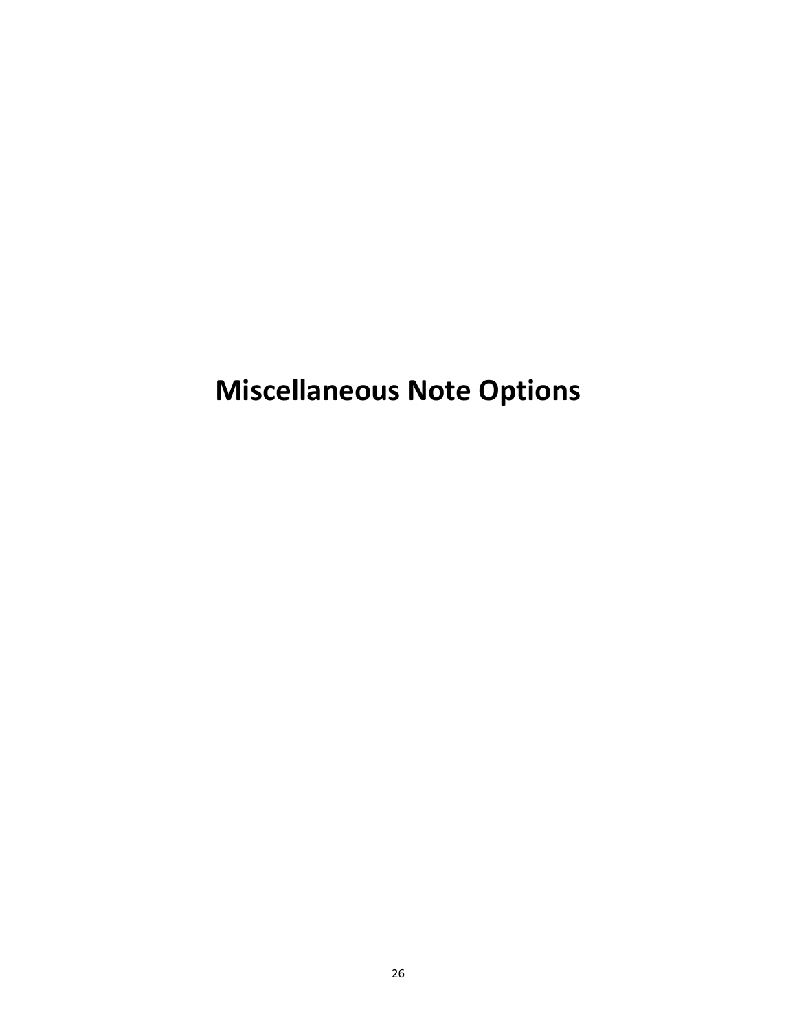# Miscellaneous Note Options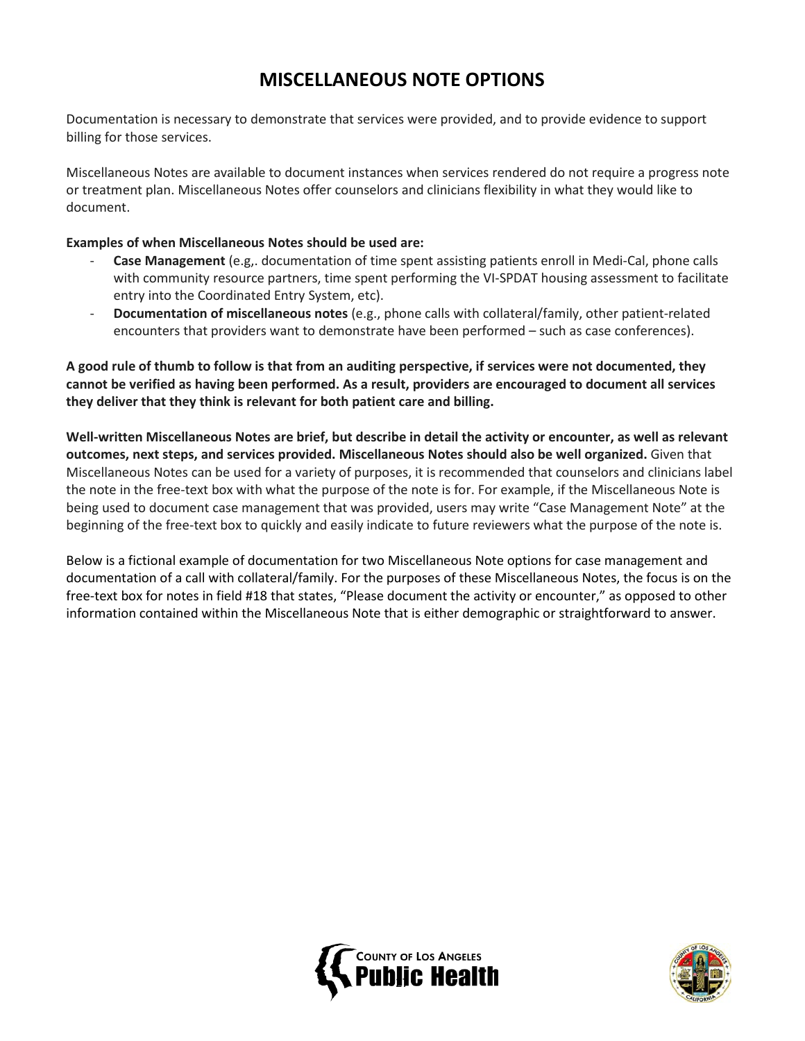# MISCELLANEOUS NOTE OPTIONS

Documentation is necessary to demonstrate that services were provided, and to provide evidence to support billing for those services.

Miscellaneous Notes are available to document instances when services rendered do not require a progress note or treatment plan. Miscellaneous Notes offer counselors and clinicians flexibility in what they would like to document.

**Examples of when Miscellaneous Notes should be used are:**

- **Case Management** (e.g,. documentation of time spent assisting patients enroll in Medi-Cal, phone calls with community resource partners, time spent performing the VI-SPDAT housing assessment to facilitate entry into the Coordinated Entry System, etc).
- **Documentation of miscellaneous notes** (e.g., phone calls with collateral/family, other patient-related encounters that providers want to demonstrate have been performed – such as case conferences).

**A good rule of thumb to follow is that from an auditing perspective, if services were not documented, they cannot be verified as having been performed. As a result, providers are encouraged to document all services they deliver that they think is relevant for both patient care and billing.**

**Well-written Miscellaneous Notes are brief, but describe in detail the activity or encounter, as well as relevant outcomes, next steps, and services provided. Miscellaneous Notes should also be well organized.** Given that Miscellaneous Notes can be used for a variety of purposes, it is recommended that counselors and clinicians label the note in the free-text box with what the purpose of the note is for. For example, if the Miscellaneous Note is being used to document case management that was provided, users may write "Case Management Note" at the beginning of the free-text box to quickly and easily indicate to future reviewers what the purpose of the note is.

Below is a fictional example of documentation for two Miscellaneous Note options for case management and documentation of a call with collateral/family. For the purposes of these Miscellaneous Notes, the focus is on the free-text box for notes in field #18 that states, "Please document the activity or encounter," as opposed to other information contained within the Miscellaneous Note that is either demographic or straightforward to answer.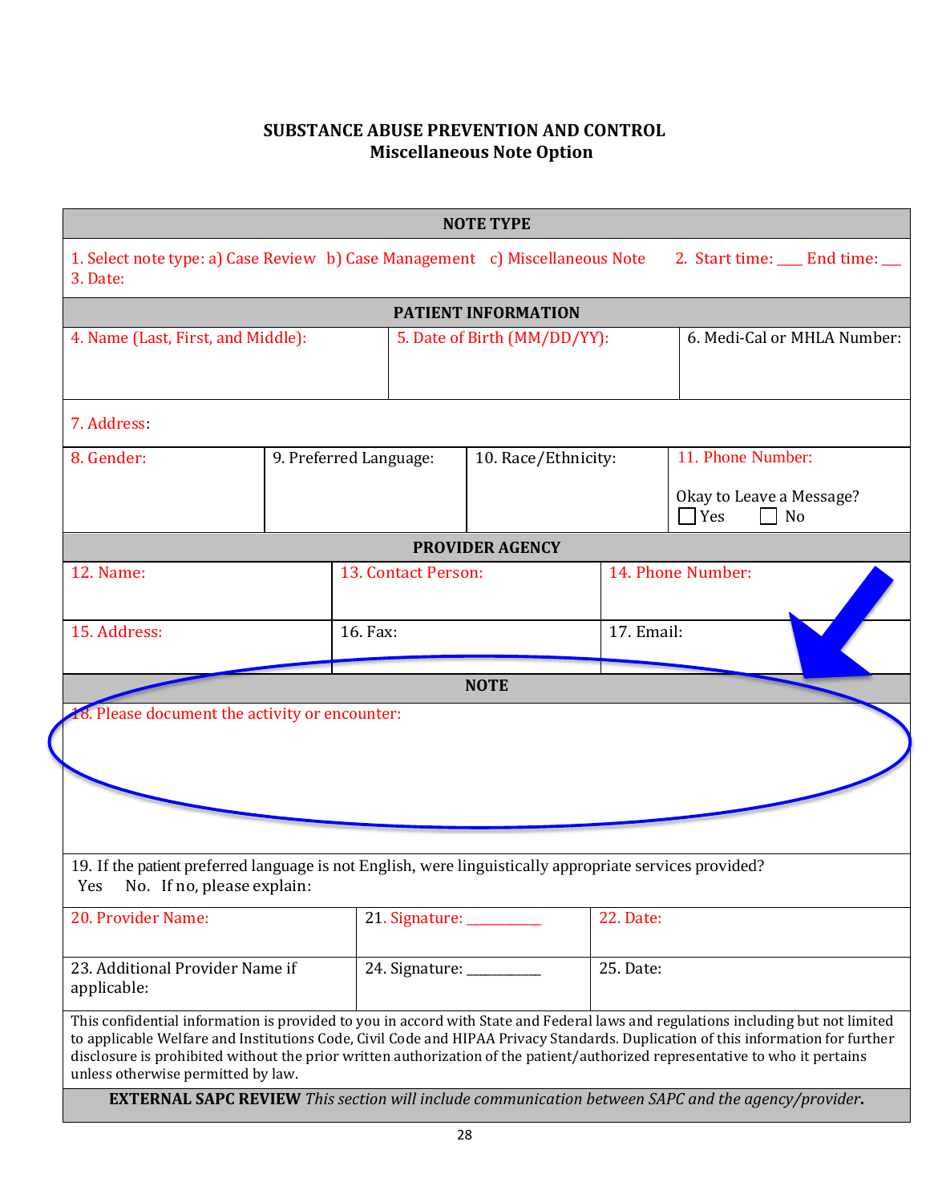## SUBSTANCE ABUSE PREVENTION AND CONTROL
### Miscellaneous Note Option

| NOTE TYPE | | |
|---|---|---|
| 1. Select note type: a) Case Review b) Case Management c) Miscellaneous Note 2. Start time: ___ End time: ___ 3. Date: | | |

| PATIENT INFORMATION | | |
|---|---|---|
| 4. Name (Last, First, and Middle): | 5. Date of Birth (MM/DD/YY): | 6. Medi-Cal or MHLA Number: |
| 7. Address: | | |

| 8. Gender: | 9. Preferred Language: | 10. Race/Ethnicity: | 11. Phone Number: Okay to Leave a Message? ☐ Yes ☐ No |
|---|---|---|---|

| PROVIDER AGENCY | | |
|---|---|---|
| 12. Name: | 13. Contact Person: | 14. Phone Number: |
| 15. Address: | 16. Fax: | 17. Email: |

| NOTE |
|---|
| 18. Please document the activity or encounter: |
| 19. If the patient preferred language is not English, were linguistically appropriate services provided? Yes No. If no, please explain: |

| 20. Provider Name: | 21. Signature: __________ | 22. Date: |
|---|---|---|
| 23. Additional Provider Name if applicable: | 24. Signature: __________ | 25. Date: |

This confidential information is provided to you in accord with State and Federal laws and regulations including but not limited to applicable Welfare and Institutions Code, Civil Code and HIPAA Privacy Standards. Duplication of this information for further disclosure is prohibited without the prior written authorization of the patient/authorized representative to who it pertains unless otherwise permitted by law.

**EXTERNAL SAPC REVIEW** *This section will include communication between SAPC and the agency/provider*.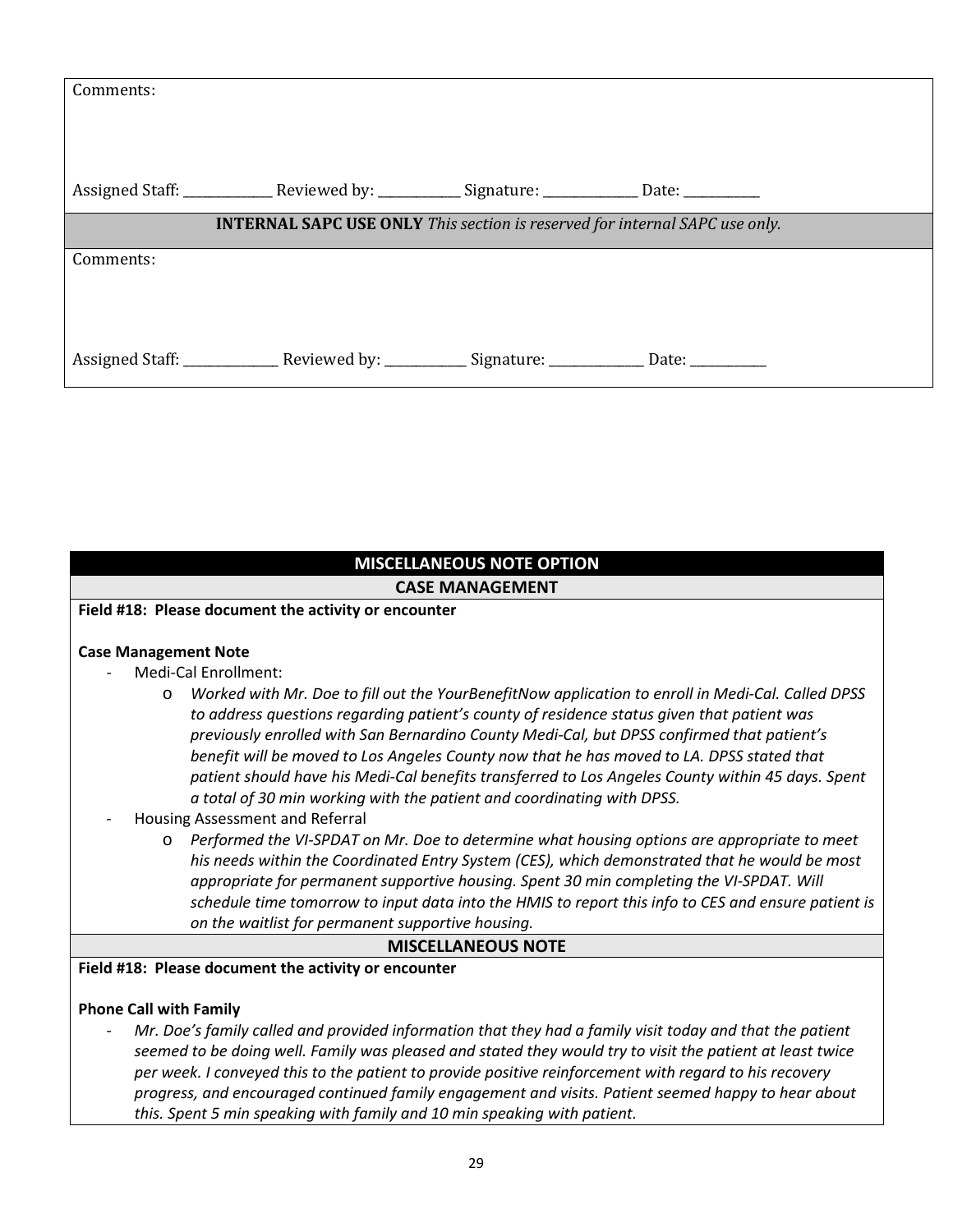Comments:

Assigned Staff: _____________ Reviewed by: ____________ Signature: ______________ Date: ___________

**INTERNAL SAPC USE ONLY** *This section is reserved for internal SAPC use only.*

Comments:

Assigned Staff: ______________ Reviewed by: ____________ Signature: ______________ Date: ___________

## MISCELLANEOUS NOTE OPTION

### CASE MANAGEMENT

**Field #18: Please document the activity or encounter**

**Case Management Note**

- Medi-Cal Enrollment:
  - *Worked with Mr. Doe to fill out the YourBenefitNow application to enroll in Medi-Cal. Called DPSS to address questions regarding patient's county of residence status given that patient was previously enrolled with San Bernardino County Medi-Cal, but DPSS confirmed that patient's benefit will be moved to Los Angeles County now that he has moved to LA. DPSS stated that patient should have his Medi-Cal benefits transferred to Los Angeles County within 45 days. Spent a total of 30 min working with the patient and coordinating with DPSS.*
- Housing Assessment and Referral
  - *Performed the VI-SPDAT on Mr. Doe to determine what housing options are appropriate to meet his needs within the Coordinated Entry System (CES), which demonstrated that he would be most appropriate for permanent supportive housing. Spent 30 min completing the VI-SPDAT. Will schedule time tomorrow to input data into the HMIS to report this info to CES and ensure patient is on the waitlist for permanent supportive housing.*

### MISCELLANEOUS NOTE

**Field #18: Please document the activity or encounter**

**Phone Call with Family**

- *Mr. Doe's family called and provided information that they had a family visit today and that the patient seemed to be doing well. Family was pleased and stated they would try to visit the patient at least twice per week. I conveyed this to the patient to provide positive reinforcement with regard to his recovery progress, and encouraged continued family engagement and visits. Patient seemed happy to hear about this. Spent 5 min speaking with family and 10 min speaking with patient.*